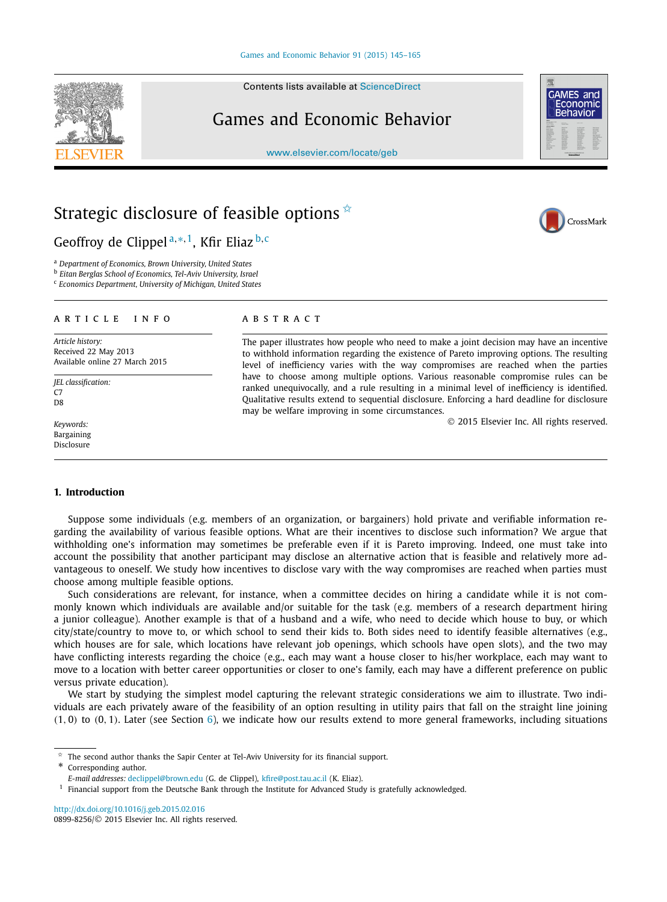# Strategic disclosure of feasible options ☆

Geoffroy de Clippel [a,*,1], Kfir Eliaz [b,c]

[a] Department of Economics, Brown University, United States
[b] Eitan Berglas School of Economics, Tel-Aviv University, Israel
[c] Economics Department, University of Michigan, United States

**ARTICLE INFO**

*Article history:*
Received 22 May 2013
Available online 27 March 2015

*JEL classification:*
C7
D8

*Keywords:*
Bargaining
Disclosure

**ABSTRACT**

The paper illustrates how people who need to make a joint decision may have an incentive to withhold information regarding the existence of Pareto improving options. The resulting level of inefficiency varies with the way compromises are reached when the parties have to choose among multiple options. Various reasonable compromise rules can be ranked unequivocally, and a rule resulting in a minimal level of inefficiency is identified. Qualitative results extend to sequential disclosure. Enforcing a hard deadline for disclosure may be welfare improving in some circumstances.

© 2015 Elsevier Inc. All rights reserved.

## 1. Introduction

Suppose some individuals (e.g. members of an organization, or bargainers) hold private and verifiable information regarding the availability of various feasible options. What are their incentives to disclose such information? We argue that withholding one's information may sometimes be preferable even if it is Pareto improving. Indeed, one must take into account the possibility that another participant may disclose an alternative action that is feasible and relatively more advantageous to oneself. We study how incentives to disclose vary with the way compromises are reached when parties must choose among multiple feasible options.

Such considerations are relevant, for instance, when a committee decides on hiring a candidate while it is not commonly known which individuals are available and/or suitable for the task (e.g. members of a research department hiring a junior colleague). Another example is that of a husband and a wife, who need to decide which house to buy, or which city/state/country to move to, or which school to send their kids to. Both sides need to identify feasible alternatives (e.g., which houses are for sale, which locations have relevant job openings, which schools have open slots), and the two may have conflicting interests regarding the choice (e.g., each may want a house closer to his/her workplace, each may want to move to a location with better career opportunities or closer to one's family, each may have a different preference on public versus private education).

We start by studying the simplest model capturing the relevant strategic considerations we aim to illustrate. Two individuals are each privately aware of the feasibility of an option resulting in utility pairs that fall on the straight line joining $(1, 0)$ to $(0, 1)$. Later (see Section 6), we indicate how our results extend to more general frameworks, including situations

---

☆ The second author thanks the Sapir Center at Tel-Aviv University for its financial support.
\* Corresponding author.
*E-mail addresses:* declippel@brown.edu (G. de Clippel), kfire@post.tau.ac.il (K. Eliaz).
[1] Financial support from the Deutsche Bank through the Institute for Advanced Study is gratefully acknowledged.

http://dx.doi.org/10.1016/j.geb.2015.02.016
0899-8256/© 2015 Elsevier Inc. All rights reserved.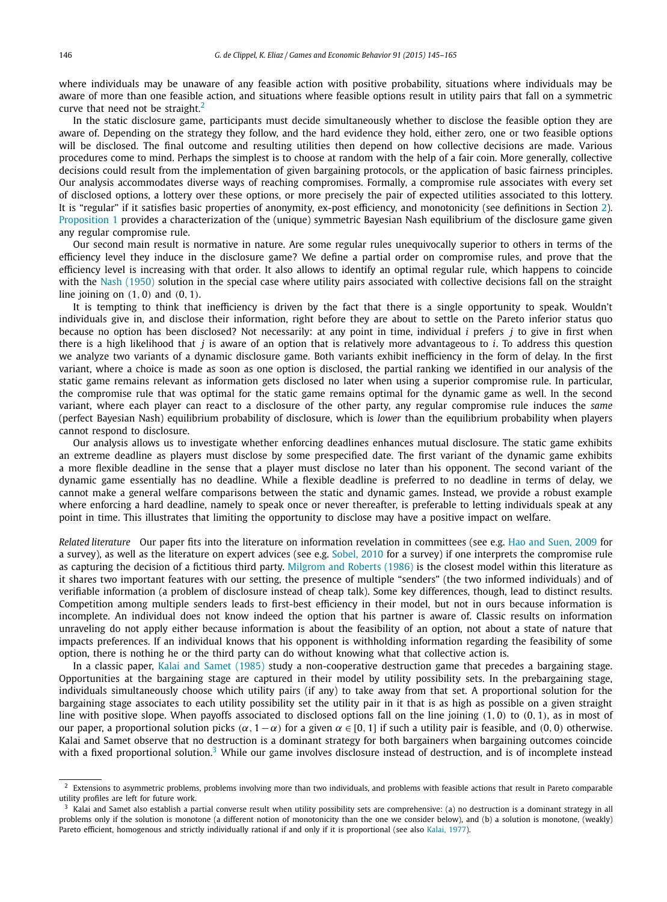where individuals may be unaware of any feasible action with positive probability, situations where individuals may be aware of more than one feasible action, and situations where feasible options result in utility pairs that fall on a symmetric curve that need not be straight.[2]

In the static disclosure game, participants must decide simultaneously whether to disclose the feasible option they are aware of. Depending on the strategy they follow, and the hard evidence they hold, either zero, one or two feasible options will be disclosed. The final outcome and resulting utilities then depend on how collective decisions are made. Various procedures come to mind. Perhaps the simplest is to choose at random with the help of a fair coin. More generally, collective decisions could result from the implementation of given bargaining protocols, or the application of basic fairness principles. Our analysis accommodates diverse ways of reaching compromises. Formally, a compromise rule associates with every set of disclosed options, a lottery over these options, or more precisely the pair of expected utilities associated to this lottery. It is "regular" if it satisfies basic properties of anonymity, ex-post efficiency, and monotonicity (see definitions in Section 2). Proposition 1 provides a characterization of the (unique) symmetric Bayesian Nash equilibrium of the disclosure game given any regular compromise rule.

Our second main result is normative in nature. Are some regular rules unequivocally superior to others in terms of the efficiency level they induce in the disclosure game? We define a partial order on compromise rules, and prove that the efficiency level is increasing with that order. It also allows to identify an optimal regular rule, which happens to coincide with the Nash (1950) solution in the special case where utility pairs associated with collective decisions fall on the straight line joining on $(1, 0)$ and $(0, 1)$.

It is tempting to think that inefficiency is driven by the fact that there is a single opportunity to speak. Wouldn't individuals give in, and disclose their information, right before they are about to settle on the Pareto inferior status quo because no option has been disclosed? Not necessarily: at any point in time, individual $i$ prefers $j$ to give in first when there is a high likelihood that $j$ is aware of an option that is relatively more advantageous to $i$. To address this question we analyze two variants of a dynamic disclosure game. Both variants exhibit inefficiency in the form of delay. In the first variant, where a choice is made as soon as one option is disclosed, the partial ranking we identified in our analysis of the static game remains relevant as information gets disclosed no later when using a superior compromise rule. In particular, the compromise rule that was optimal for the static game remains optimal for the dynamic game as well. In the second variant, where each player can react to a disclosure of the other party, any regular compromise rule induces the *same* (perfect Bayesian Nash) equilibrium probability of disclosure, which is *lower* than the equilibrium probability when players cannot respond to disclosure.

Our analysis allows us to investigate whether enforcing deadlines enhances mutual disclosure. The static game exhibits an extreme deadline as players must disclose by some prespecified date. The first variant of the dynamic game exhibits a more flexible deadline in the sense that a player must disclose no later than his opponent. The second variant of the dynamic game essentially has no deadline. While a flexible deadline is preferred to no deadline in terms of delay, we cannot make a general welfare comparisons between the static and dynamic games. Instead, we provide a robust example where enforcing a hard deadline, namely to speak once or never thereafter, is preferable to letting individuals speak at any point in time. This illustrates that limiting the opportunity to disclose may have a positive impact on welfare.

*Related literature* Our paper fits into the literature on information revelation in committees (see e.g. Hao and Suen, 2009 for a survey), as well as the literature on expert advices (see e.g. Sobel, 2010 for a survey) if one interprets the compromise rule as capturing the decision of a fictitious third party. Milgrom and Roberts (1986) is the closest model within this literature as it shares two important features with our setting, the presence of multiple "senders" (the two informed individuals) and of verifiable information (a problem of disclosure instead of cheap talk). Some key differences, though, lead to distinct results. Competition among multiple senders leads to first-best efficiency in their model, but not in ours because information is incomplete. An individual does not know indeed the option that his partner is aware of. Classic results on information unraveling do not apply either because information is about the feasibility of an option, not about a state of nature that impacts preferences. If an individual knows that his opponent is withholding information regarding the feasibility of some option, there is nothing he or the third party can do without knowing what that collective action is.

In a classic paper, Kalai and Samet (1985) study a non-cooperative destruction game that precedes a bargaining stage. Opportunities at the bargaining stage are captured in their model by utility possibility sets. In the prebargaining stage, individuals simultaneously choose which utility pairs (if any) to take away from that set. A proportional solution for the bargaining stage associates to each utility possibility set the utility pair in it that is as high as possible on a given straight line with positive slope. When payoffs associated to disclosed options fall on the line joining $(1, 0)$ to $(0, 1)$, as in most of our paper, a proportional solution picks $(\alpha, 1 - \alpha)$ for a given $\alpha \in [0, 1]$ if such a utility pair is feasible, and $(0, 0)$ otherwise. Kalai and Samet observe that no destruction is a dominant strategy for both bargainers when bargaining outcomes coincide with a fixed proportional solution.[3] While our game involves disclosure instead of destruction, and is of incomplete instead

[2] Extensions to asymmetric problems, problems involving more than two individuals, and problems with feasible actions that result in Pareto comparable utility profiles are left for future work.

[3] Kalai and Samet also establish a partial converse result when utility possibility sets are comprehensive: (a) no destruction is a dominant strategy in all problems only if the solution is monotone (a different notion of monotonicity than the one we consider below), and (b) a solution is monotone, (weakly) Pareto efficient, homogenous and strictly individually rational if and only if it is proportional (see also Kalai, 1977).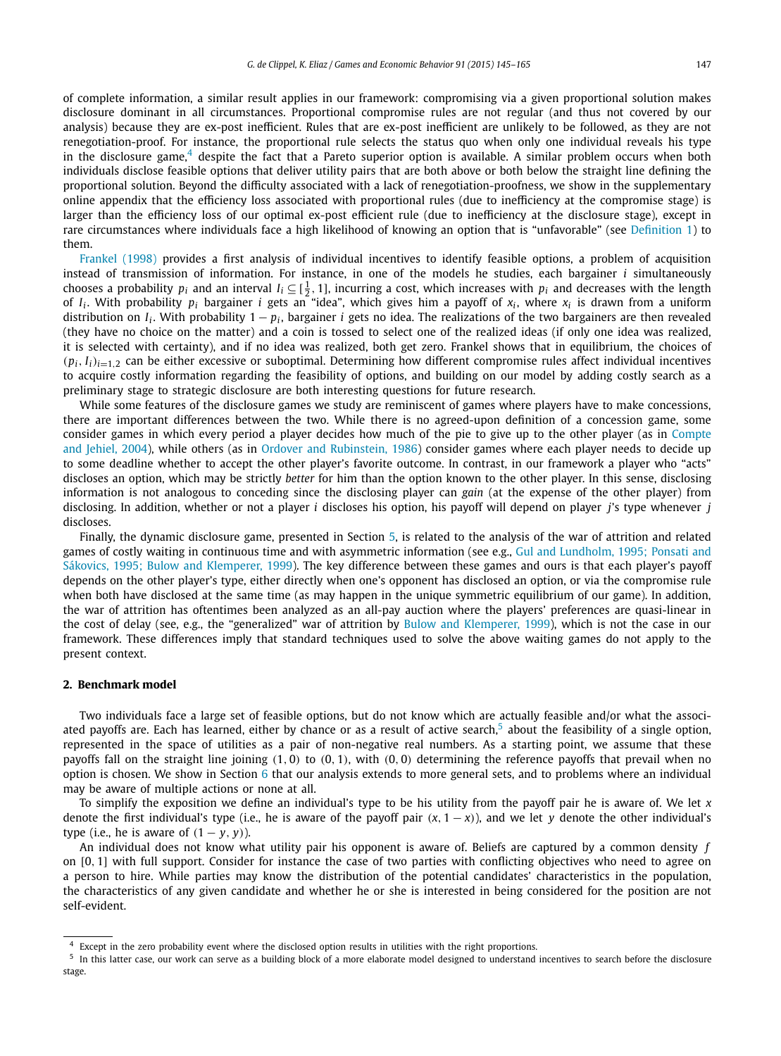of complete information, a similar result applies in our framework: compromising via a given proportional solution makes disclosure dominant in all circumstances. Proportional compromise rules are not regular (and thus not covered by our analysis) because they are ex-post inefficient. Rules that are ex-post inefficient are unlikely to be followed, as they are not renegotiation-proof. For instance, the proportional rule selects the status quo when only one individual reveals his type in the disclosure game,[4] despite the fact that a Pareto superior option is available. A similar problem occurs when both individuals disclose feasible options that deliver utility pairs that are both above or both below the straight line defining the proportional solution. Beyond the difficulty associated with a lack of renegotiation-proofness, we show in the supplementary online appendix that the efficiency loss associated with proportional rules (due to inefficiency at the compromise stage) is larger than the efficiency loss of our optimal ex-post efficient rule (due to inefficiency at the disclosure stage), except in rare circumstances where individuals face a high likelihood of knowing an option that is "unfavorable" (see Definition 1) to them.

Frankel (1998) provides a first analysis of individual incentives to identify feasible options, a problem of acquisition instead of transmission of information. For instance, in one of the models he studies, each bargainer $i$ simultaneously chooses a probability $p_i$ and an interval $I_i \subseteq [\frac{1}{2}, 1]$, incurring a cost, which increases with $p_i$ and decreases with the length of $I_i$. With probability $p_i$ bargainer $i$ gets an "idea", which gives him a payoff of $x_i$, where $x_i$ is drawn from a uniform distribution on $I_i$. With probability $1 - p_i$, bargainer $i$ gets no idea. The realizations of the two bargainers are then revealed (they have no choice on the matter) and a coin is tossed to select one of the realized ideas (if only one idea was realized, it is selected with certainty), and if no idea was realized, both get zero. Frankel shows that in equilibrium, the choices of $(p_i, I_i)_{i=1,2}$ can be either excessive or suboptimal. Determining how different compromise rules affect individual incentives to acquire costly information regarding the feasibility of options, and building on our model by adding costly search as a preliminary stage to strategic disclosure are both interesting questions for future research.

While some features of the disclosure games we study are reminiscent of games where players have to make concessions, there are important differences between the two. While there is no agreed-upon definition of a concession game, some consider games in which every period a player decides how much of the pie to give up to the other player (as in Compte and Jehiel, 2004), while others (as in Ordover and Rubinstein, 1986) consider games where each player needs to decide up to some deadline whether to accept the other player's favorite outcome. In contrast, in our framework a player who "acts" discloses an option, which may be strictly *better* for him than the option known to the other player. In this sense, disclosing information is not analogous to conceding since the disclosing player can *gain* (at the expense of the other player) from disclosing. In addition, whether or not a player $i$ discloses his option, his payoff will depend on player $j$'s type whenever $j$ discloses.

Finally, the dynamic disclosure game, presented in Section 5, is related to the analysis of the war of attrition and related games of costly waiting in continuous time and with asymmetric information (see e.g., Gul and Lundholm, 1995; Ponsati and Sákovics, 1995; Bulow and Klemperer, 1999). The key difference between these games and ours is that each player's payoff depends on the other player's type, either directly when one's opponent has disclosed an option, or via the compromise rule when both have disclosed at the same time (as may happen in the unique symmetric equilibrium of our game). In addition, the war of attrition has oftentimes been analyzed as an all-pay auction where the players' preferences are quasi-linear in the cost of delay (see, e.g., the "generalized" war of attrition by Bulow and Klemperer, 1999), which is not the case in our framework. These differences imply that standard techniques used to solve the above waiting games do not apply to the present context.

## 2. Benchmark model

Two individuals face a large set of feasible options, but do not know which are actually feasible and/or what the associated payoffs are. Each has learned, either by chance or as a result of active search,[5] about the feasibility of a single option, represented in the space of utilities as a pair of non-negative real numbers. As a starting point, we assume that these payoffs fall on the straight line joining $(1, 0)$ to $(0, 1)$, with $(0, 0)$ determining the reference payoffs that prevail when no option is chosen. We show in Section 6 that our analysis extends to more general sets, and to problems where an individual may be aware of multiple actions or none at all.

To simplify the exposition we define an individual's type to be his utility from the payoff pair he is aware of. We let $x$ denote the first individual's type (i.e., he is aware of the payoff pair $(x, 1 - x)$), and we let $y$ denote the other individual's type (i.e., he is aware of $(1 - y, y)$).

An individual does not know what utility pair his opponent is aware of. Beliefs are captured by a common density $f$ on $[0, 1]$ with full support. Consider for instance the case of two parties with conflicting objectives who need to agree on a person to hire. While parties may know the distribution of the potential candidates' characteristics in the population, the characteristics of any given candidate and whether he or she is interested in being considered for the position are not self-evident.

---

[4] Except in the zero probability event where the disclosed option results in utilities with the right proportions.

[5] In this latter case, our work can serve as a building block of a more elaborate model designed to understand incentives to search before the disclosure stage.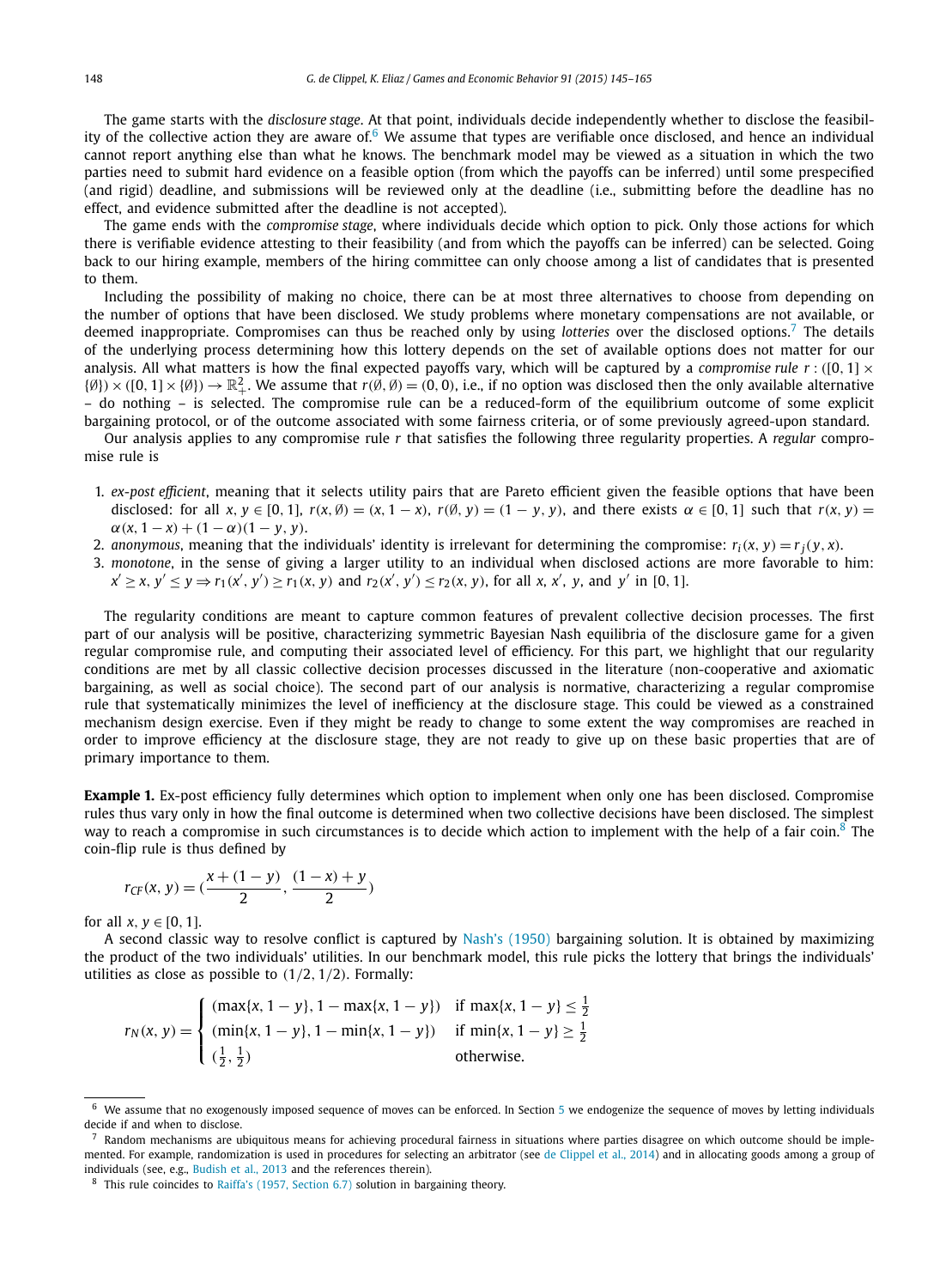The game starts with the *disclosure stage*. At that point, individuals decide independently whether to disclose the feasibility of the collective action they are aware of.[6] We assume that types are verifiable once disclosed, and hence an individual cannot report anything else than what he knows. The benchmark model may be viewed as a situation in which the two parties need to submit hard evidence on a feasible option (from which the payoffs can be inferred) until some prespecified (and rigid) deadline, and submissions will be reviewed only at the deadline (i.e., submitting before the deadline has no effect, and evidence submitted after the deadline is not accepted).

The game ends with the *compromise stage*, where individuals decide which option to pick. Only those actions for which there is verifiable evidence attesting to their feasibility (and from which the payoffs can be inferred) can be selected. Going back to our hiring example, members of the hiring committee can only choose among a list of candidates that is presented to them.

Including the possibility of making no choice, there can be at most three alternatives to choose from depending on the number of options that have been disclosed. We study problems where monetary compensations are not available, or deemed inappropriate. Compromises can thus be reached only by using *lotteries* over the disclosed options.[7] The details of the underlying process determining how this lottery depends on the set of available options does not matter for our analysis. All what matters is how the final expected payoffs vary, which will be captured by a *compromise rule* $r : ([0,1] \times \{\emptyset\}) \times ([0,1] \times \{\emptyset\}) \to \mathbb{R}^2_+$. We assume that $r(\emptyset, \emptyset) = (0,0)$, i.e., if no option was disclosed then the only available alternative – do nothing – is selected. The compromise rule can be a reduced-form of the equilibrium outcome of some explicit bargaining protocol, or of the outcome associated with some fairness criteria, or of some previously agreed-upon standard.

Our analysis applies to any compromise rule $r$ that satisfies the following three regularity properties. A *regular* compromise rule is

1. *ex-post efficient*, meaning that it selects utility pairs that are Pareto efficient given the feasible options that have been disclosed: for all $x, y \in [0,1]$, $r(x, \emptyset) = (x, 1-x)$, $r(\emptyset, y) = (1-y, y)$, and there exists $\alpha \in [0,1]$ such that $r(x, y) = \alpha(x, 1-x) + (1-\alpha)(1-y, y)$.
2. *anonymous*, meaning that the individuals' identity is irrelevant for determining the compromise: $r_i(x, y) = r_j(y, x)$.
3. *monotone*, in the sense of giving a larger utility to an individual when disclosed actions are more favorable to him: $x' \geq x$, $y' \leq y \Rightarrow r_1(x', y') \geq r_1(x, y)$ and $r_2(x', y') \leq r_2(x, y)$, for all $x$, $x'$, $y$, and $y'$ in $[0,1]$.

The regularity conditions are meant to capture common features of prevalent collective decision processes. The first part of our analysis will be positive, characterizing symmetric Bayesian Nash equilibria of the disclosure game for a given regular compromise rule, and computing their associated level of efficiency. For this part, we highlight that our regularity conditions are met by all classic collective decision processes discussed in the literature (non-cooperative and axiomatic bargaining, as well as social choice). The second part of our analysis is normative, characterizing a regular compromise rule that systematically minimizes the level of inefficiency at the disclosure stage. This could be viewed as a constrained mechanism design exercise. Even if they might be ready to change to some extent the way compromises are reached in order to improve efficiency at the disclosure stage, they are not ready to give up on these basic properties that are of primary importance to them.

**Example 1.** Ex-post efficiency fully determines which option to implement when only one has been disclosed. Compromise rules thus vary only in how the final outcome is determined when two collective decisions have been disclosed. The simplest way to reach a compromise in such circumstances is to decide which action to implement with the help of a fair coin.[8] The coin-flip rule is thus defined by

$$r_{CF}(x, y) = \left(\frac{x + (1-y)}{2}, \frac{(1-x) + y}{2}\right)$$

for all $x, y \in [0,1]$.

A second classic way to resolve conflict is captured by Nash's (1950) bargaining solution. It is obtained by maximizing the product of the two individuals' utilities. In our benchmark model, this rule picks the lottery that brings the individuals' utilities as close as possible to $(1/2, 1/2)$. Formally:

$$r_N(x, y) = \begin{cases} (\max\{x, 1-y\}, 1 - \max\{x, 1-y\}) & \text{if } \max\{x, 1-y\} \leq \frac{1}{2} \\ (\min\{x, 1-y\}, 1 - \min\{x, 1-y\}) & \text{if } \min\{x, 1-y\} \geq \frac{1}{2} \\ (\frac{1}{2}, \frac{1}{2}) & \text{otherwise.} \end{cases}$$

---

[6] We assume that no exogenously imposed sequence of moves can be enforced. In Section 5 we endogenize the sequence of moves by letting individuals decide if and when to disclose.

[7] Random mechanisms are ubiquitous means for achieving procedural fairness in situations where parties disagree on which outcome should be implemented. For example, randomization is used in procedures for selecting an arbitrator (see de Clippel et al., 2014) and in allocating goods among a group of individuals (see, e.g., Budish et al., 2013 and the references therein).

[8] This rule coincides to Raiffa's (1957, Section 6.7) solution in bargaining theory.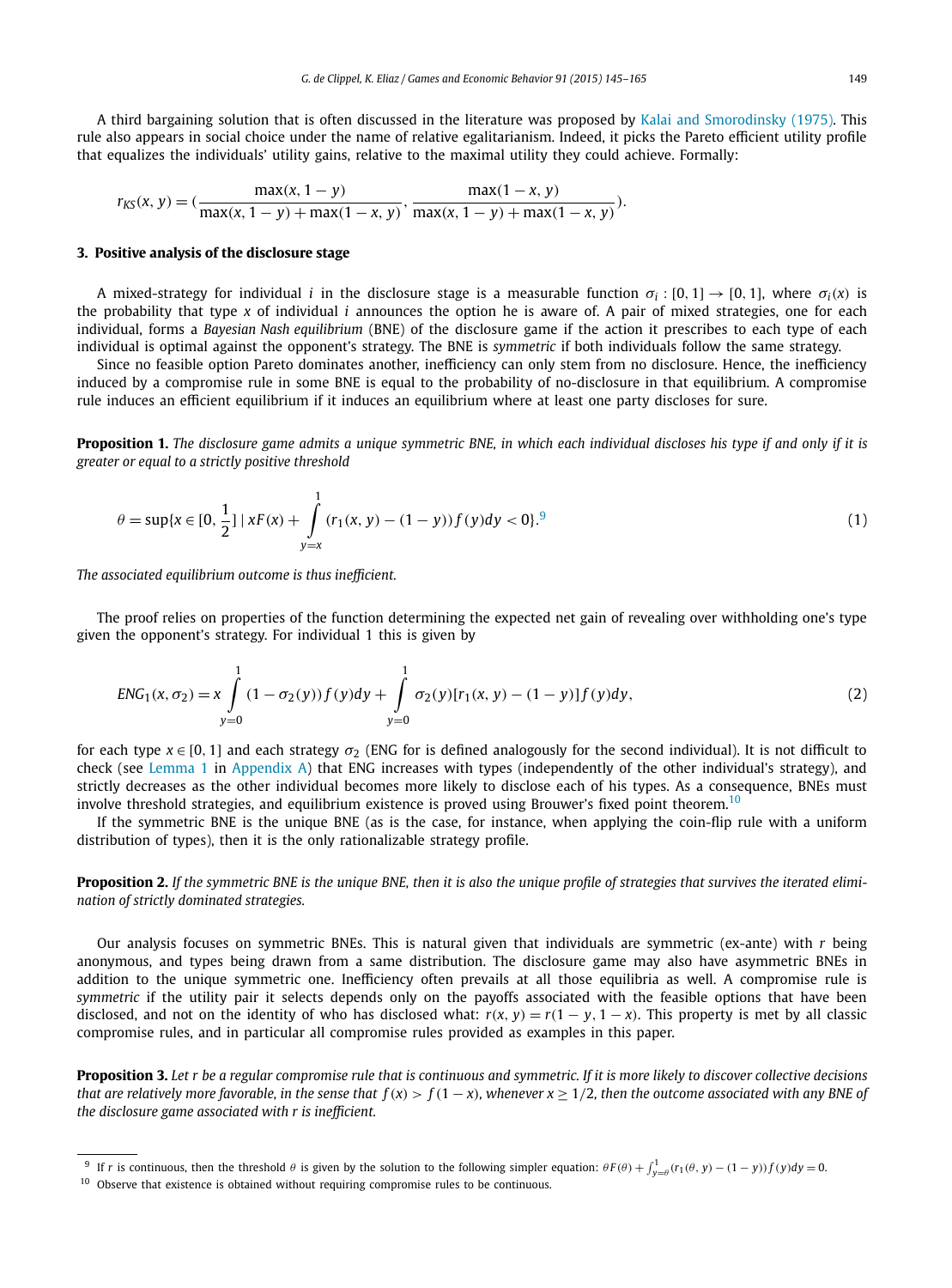A third bargaining solution that is often discussed in the literature was proposed by Kalai and Smorodinsky (1975). This rule also appears in social choice under the name of relative egalitarianism. Indeed, it picks the Pareto efficient utility profile that equalizes the individuals' utility gains, relative to the maximal utility they could achieve. Formally:

$$r_{KS}(x, y) = (\frac{\max(x, 1-y)}{\max(x, 1-y) + \max(1-x, y)}, \frac{\max(1-x, y)}{\max(x, 1-y) + \max(1-x, y)}).$$

### 3. Positive analysis of the disclosure stage

A mixed-strategy for individual $i$ in the disclosure stage is a measurable function $\sigma_i : [0, 1] \to [0, 1]$, where $\sigma_i(x)$ is the probability that type $x$ of individual $i$ announces the option he is aware of. A pair of mixed strategies, one for each individual, forms a *Bayesian Nash equilibrium* (BNE) of the disclosure game if the action it prescribes to each type of each individual is optimal against the opponent's strategy. The BNE is *symmetric* if both individuals follow the same strategy.

Since no feasible option Pareto dominates another, inefficiency can only stem from no disclosure. Hence, the inefficiency induced by a compromise rule in some BNE is equal to the probability of no-disclosure in that equilibrium. A compromise rule induces an efficient equilibrium if it induces an equilibrium where at least one party discloses for sure.

**Proposition 1.** *The disclosure game admits a unique symmetric BNE, in which each individual discloses his type if and only if it is greater or equal to a strictly positive threshold*

$$\theta = \sup\{x \in [0, \frac{1}{2}] \mid xF(x) + \int_{y=x}^{1} (r_1(x, y) - (1-y)) f(y) dy < 0\}.^{9} \tag{1}$$

*The associated equilibrium outcome is thus inefficient.*

The proof relies on properties of the function determining the expected net gain of revealing over withholding one's type given the opponent's strategy. For individual 1 this is given by

$$ENG_1(x, \sigma_2) = x \int_{y=0}^{1} (1 - \sigma_2(y)) f(y) dy + \int_{y=0}^{1} \sigma_2(y)[r_1(x, y) - (1-y)] f(y) dy, \tag{2}$$

for each type $x \in [0, 1]$ and each strategy $\sigma_2$ (ENG for is defined analogously for the second individual). It is not difficult to check (see Lemma 1 in Appendix A) that ENG increases with types (independently of the other individual's strategy), and strictly decreases as the other individual becomes more likely to disclose each of his types. As a consequence, BNEs must involve threshold strategies, and equilibrium existence is proved using Brouwer's fixed point theorem.[10]

If the symmetric BNE is the unique BNE (as is the case, for instance, when applying the coin-flip rule with a uniform distribution of types), then it is the only rationalizable strategy profile.

**Proposition 2.** *If the symmetric BNE is the unique BNE, then it is also the unique profile of strategies that survives the iterated elimination of strictly dominated strategies.*

Our analysis focuses on symmetric BNEs. This is natural given that individuals are symmetric (ex-ante) with $r$ being anonymous, and types being drawn from a same distribution. The disclosure game may also have asymmetric BNEs in addition to the unique symmetric one. Inefficiency often prevails at all those equilibria as well. A compromise rule is *symmetric* if the utility pair it selects depends only on the payoffs associated with the feasible options that have been disclosed, and not on the identity of who has disclosed what: $r(x, y) = r(1-y, 1-x)$. This property is met by all classic compromise rules, and in particular all compromise rules provided as examples in this paper.

**Proposition 3.** *Let $r$ be a regular compromise rule that is continuous and symmetric. If it is more likely to discover collective decisions that are relatively more favorable, in the sense that $f(x) > f(1-x)$, whenever $x \geq 1/2$, then the outcome associated with any BNE of the disclosure game associated with $r$ is inefficient.*

---

[9] If $r$ is continuous, then the threshold $\theta$ is given by the solution to the following simpler equation: $\theta F(\theta) + \int_{y=\theta}^{1} (r_1(\theta, y) - (1-y)) f(y) dy = 0$.

[10] Observe that existence is obtained without requiring compromise rules to be continuous.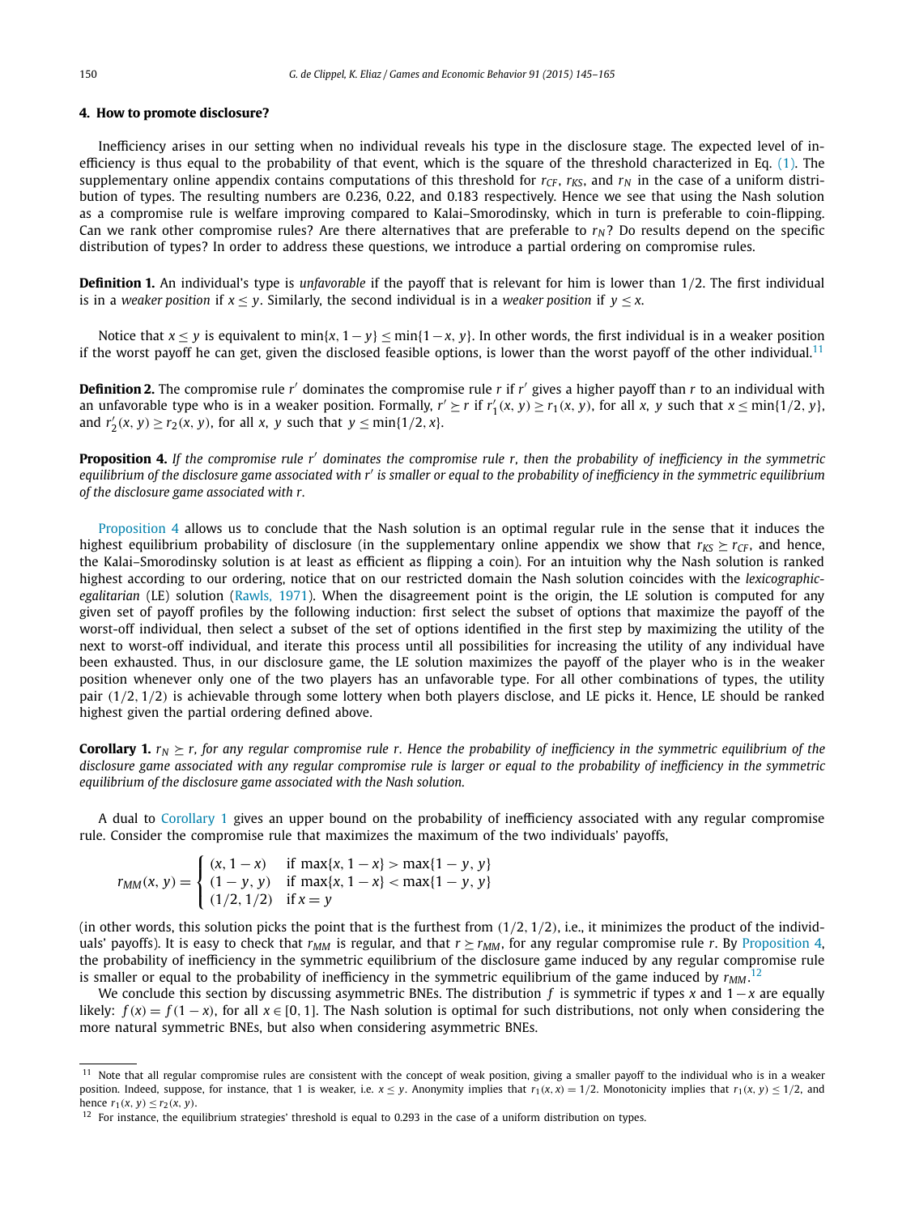## 4. How to promote disclosure?

Inefficiency arises in our setting when no individual reveals his type in the disclosure stage. The expected level of inefficiency is thus equal to the probability of that event, which is the square of the threshold characterized in Eq. (1). The supplementary online appendix contains computations of this threshold for $r_{CF}$, $r_{KS}$, and $r_N$ in the case of a uniform distribution of types. The resulting numbers are 0.236, 0.22, and 0.183 respectively. Hence we see that using the Nash solution as a compromise rule is welfare improving compared to Kalai–Smorodinsky, which in turn is preferable to coin-flipping. Can we rank other compromise rules? Are there alternatives that are preferable to $r_N$? Do results depend on the specific distribution of types? In order to address these questions, we introduce a partial ordering on compromise rules.

**Definition 1.** An individual's type is *unfavorable* if the payoff that is relevant for him is lower than $1/2$. The first individual is in a *weaker position* if $x \leq y$. Similarly, the second individual is in a *weaker position* if $y \leq x$.

Notice that $x \leq y$ is equivalent to $\min\{x, 1-y\} \leq \min\{1-x, y\}$. In other words, the first individual is in a weaker position if the worst payoff he can get, given the disclosed feasible options, is lower than the worst payoff of the other individual.[11]

**Definition 2.** The compromise rule $r'$ dominates the compromise rule $r$ if $r'$ gives a higher payoff than $r$ to an individual with an unfavorable type who is in a weaker position. Formally, $r' \succeq r$ if $r'_1(x, y) \geq r_1(x, y)$, for all $x$, $y$ such that $x \leq \min\{1/2, y\}$, and $r'_2(x, y) \geq r_2(x, y)$, for all $x$, $y$ such that $y \leq \min\{1/2, x\}$.

**Proposition 4.** *If the compromise rule $r'$ dominates the compromise rule $r$, then the probability of inefficiency in the symmetric equilibrium of the disclosure game associated with $r'$ is smaller or equal to the probability of inefficiency in the symmetric equilibrium of the disclosure game associated with $r$.*

Proposition 4 allows us to conclude that the Nash solution is an optimal regular rule in the sense that it induces the highest equilibrium probability of disclosure (in the supplementary online appendix we show that $r_{KS} \succeq r_{CF}$, and hence, the Kalai–Smorodinsky solution is at least as efficient as flipping a coin). For an intuition why the Nash solution is ranked highest according to our ordering, notice that on our restricted domain the Nash solution coincides with the *lexicographic-egalitarian* (LE) solution (Rawls, 1971). When the disagreement point is the origin, the LE solution is computed for any given set of payoff profiles by the following induction: first select the subset of options that maximize the payoff of the worst-off individual, then select a subset of the set of options identified in the first step by maximizing the utility of the next to worst-off individual, and iterate this process until all possibilities for increasing the utility of any individual have been exhausted. Thus, in our disclosure game, the LE solution maximizes the payoff of the player who is in the weaker position whenever only one of the two players has an unfavorable type. For all other combinations of types, the utility pair $(1/2, 1/2)$ is achievable through some lottery when both players disclose, and LE picks it. Hence, LE should be ranked highest given the partial ordering defined above.

**Corollary 1.** *$r_N \succeq r$, for any regular compromise rule $r$. Hence the probability of inefficiency in the symmetric equilibrium of the disclosure game associated with any regular compromise rule is larger or equal to the probability of inefficiency in the symmetric equilibrium of the disclosure game associated with the Nash solution.*

A dual to Corollary 1 gives an upper bound on the probability of inefficiency associated with any regular compromise rule. Consider the compromise rule that maximizes the maximum of the two individuals' payoffs,

$$r_{MM}(x, y) = \begin{cases} (x, 1-x) & \text{if } \max\{x, 1-x\} > \max\{1-y, y\} \\ (1-y, y) & \text{if } \max\{x, 1-x\} < \max\{1-y, y\} \\ (1/2, 1/2) & \text{if } x = y \end{cases}$$

(in other words, this solution picks the point that is the furthest from $(1/2, 1/2)$, i.e., it minimizes the product of the individuals' payoffs). It is easy to check that $r_{MM}$ is regular, and that $r \succeq r_{MM}$, for any regular compromise rule $r$. By Proposition 4, the probability of inefficiency in the symmetric equilibrium of the disclosure game induced by any regular compromise rule is smaller or equal to the probability of inefficiency in the symmetric equilibrium of the game induced by $r_{MM}$.[12]

We conclude this section by discussing asymmetric BNEs. The distribution $f$ is symmetric if types $x$ and $1-x$ are equally likely: $f(x) = f(1-x)$, for all $x \in [0, 1]$. The Nash solution is optimal for such distributions, not only when considering the more natural symmetric BNEs, but also when considering asymmetric BNEs.

---

[11] Note that all regular compromise rules are consistent with the concept of weak position, giving a smaller payoff to the individual who is in a weaker position. Indeed, suppose, for instance, that 1 is weaker, i.e. $x \leq y$. Anonymity implies that $r_1(x, x) = 1/2$. Monotonicity implies that $r_1(x, y) \leq 1/2$, and hence $r_1(x, y) \leq r_2(x, y)$.

[12] For instance, the equilibrium strategies' threshold is equal to 0.293 in the case of a uniform distribution on types.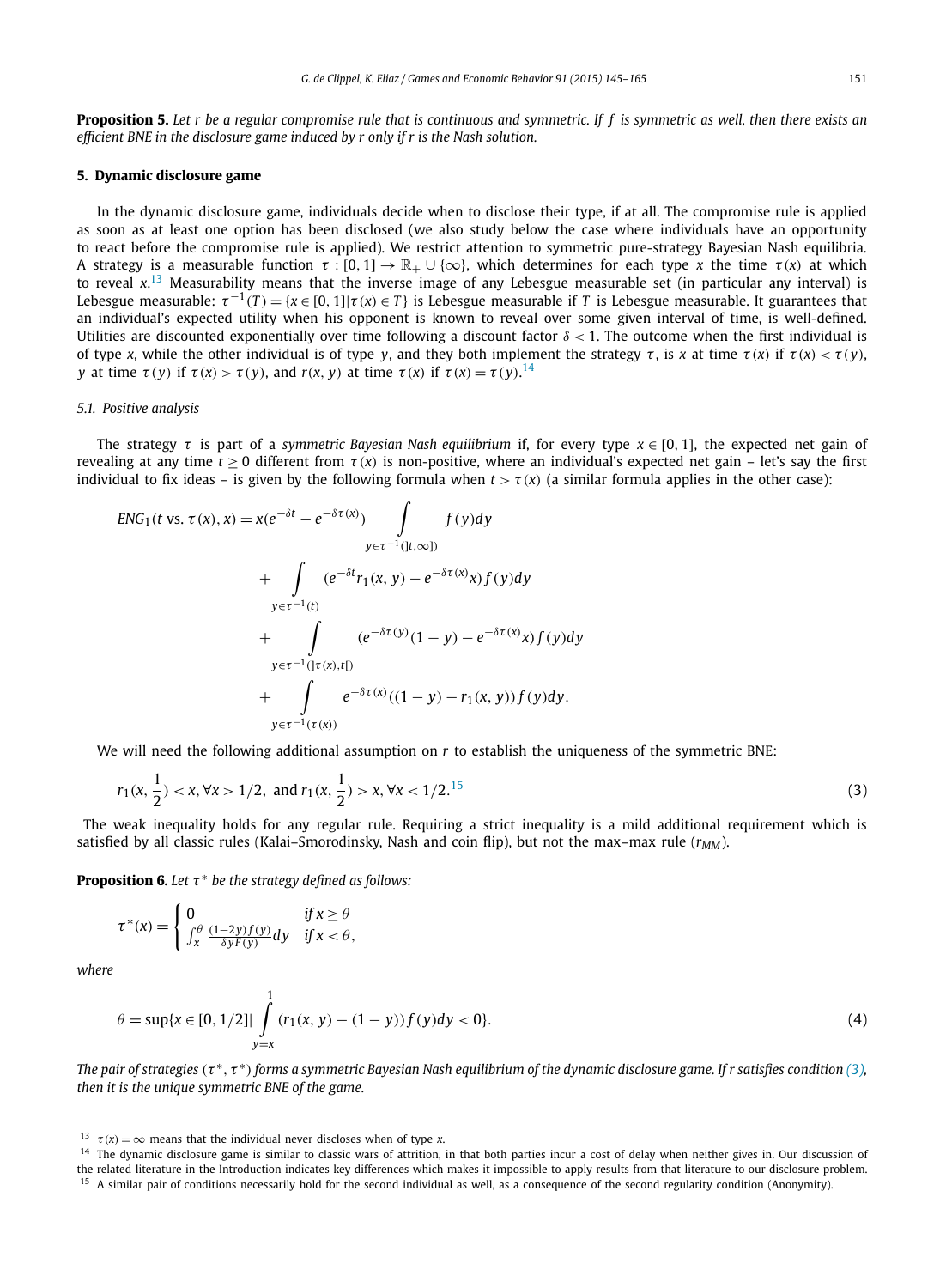**Proposition 5.** *Let r be a regular compromise rule that is continuous and symmetric. If f is symmetric as well, then there exists an efficient BNE in the disclosure game induced by r only if r is the Nash solution.*

## 5. Dynamic disclosure game

In the dynamic disclosure game, individuals decide when to disclose their type, if at all. The compromise rule is applied as soon as at least one option has been disclosed (we also study below the case where individuals have an opportunity to react before the compromise rule is applied). We restrict attention to symmetric pure-strategy Bayesian Nash equilibria. A strategy is a measurable function $\tau : [0,1] \to \mathbb{R}_+ \cup \{\infty\}$, which determines for each type $x$ the time $\tau(x)$ at which to reveal $x$.[13] Measurability means that the inverse image of any Lebesgue measurable set (in particular any interval) is Lebesgue measurable: $\tau^{-1}(T) = \{x \in [0,1] | \tau(x) \in T\}$ is Lebesgue measurable if $T$ is Lebesgue measurable. It guarantees that an individual's expected utility when his opponent is known to reveal over some given interval of time, is well-defined. Utilities are discounted exponentially over time following a discount factor $\delta < 1$. The outcome when the first individual is of type $x$, while the other individual is of type $y$, and they both implement the strategy $\tau$, is $x$ at time $\tau(x)$ if $\tau(x) < \tau(y)$, $y$ at time $\tau(y)$ if $\tau(x) > \tau(y)$, and $r(x, y)$ at time $\tau(x)$ if $\tau(x) = \tau(y)$.[14]

### 5.1. Positive analysis

The strategy $\tau$ is part of a *symmetric Bayesian Nash equilibrium* if, for every type $x \in [0,1]$, the expected net gain of revealing at any time $t \geq 0$ different from $\tau(x)$ is non-positive, where an individual's expected net gain – let's say the first individual to fix ideas – is given by the following formula when $t > \tau(x)$ (a similar formula applies in the other case):

$$
\begin{aligned}
ENG_1(t \text{ vs. } \tau(x), x) = {} & x(e^{-\delta t} - e^{-\delta \tau(x)}) \int\limits_{y \in \tau^{-1}(]t,\infty])} f(y)dy \\
& + \int\limits_{y \in \tau^{-1}(t)} (e^{-\delta t} r_1(x, y) - e^{-\delta \tau(x)} x) f(y)dy \\
& + \int\limits_{y \in \tau^{-1}(]\tau(x),t[)} (e^{-\delta \tau(y)}(1-y) - e^{-\delta \tau(x)} x) f(y)dy \\
& + \int\limits_{y \in \tau^{-1}(\tau(x))} e^{-\delta \tau(x)} ((1-y) - r_1(x, y)) f(y)dy.
\end{aligned}
$$

We will need the following additional assumption on $r$ to establish the uniqueness of the symmetric BNE:

$$
r_1(x, \tfrac{1}{2}) < x, \forall x > 1/2, \text{ and } r_1(x, \tfrac{1}{2}) > x, \forall x < 1/2.^{15} \tag{3}
$$

The weak inequality holds for any regular rule. Requiring a strict inequality is a mild additional requirement which is satisfied by all classic rules (Kalai–Smorodinsky, Nash and coin flip), but not the max–max rule ($r_{MM}$).

**Proposition 6.** *Let $\tau^*$ be the strategy defined as follows:*

$$
\tau^*(x) = \begin{cases} 0 & \text{if } x \geq \theta \\ \int_x^\theta \frac{(1-2y)f(y)}{\delta y F(y)} dy & \text{if } x < \theta, \end{cases}
$$

*where*

$$
\theta = \sup\{x \in [0, 1/2] | \int\limits_{y=x}^{1} (r_1(x, y) - (1-y)) f(y)dy < 0\}. \tag{4}
$$

*The pair of strategies $(\tau^*, \tau^*)$ forms a symmetric Bayesian Nash equilibrium of the dynamic disclosure game. If r satisfies condition (3), then it is the unique symmetric BNE of the game.*

---

[13] $\tau(x) = \infty$ means that the individual never discloses when of type $x$.

[14] The dynamic disclosure game is similar to classic wars of attrition, in that both parties incur a cost of delay when neither gives in. Our discussion of the related literature in the Introduction indicates key differences which makes it impossible to apply results from that literature to our disclosure problem.

[15] A similar pair of conditions necessarily hold for the second individual as well, as a consequence of the second regularity condition (Anonymity).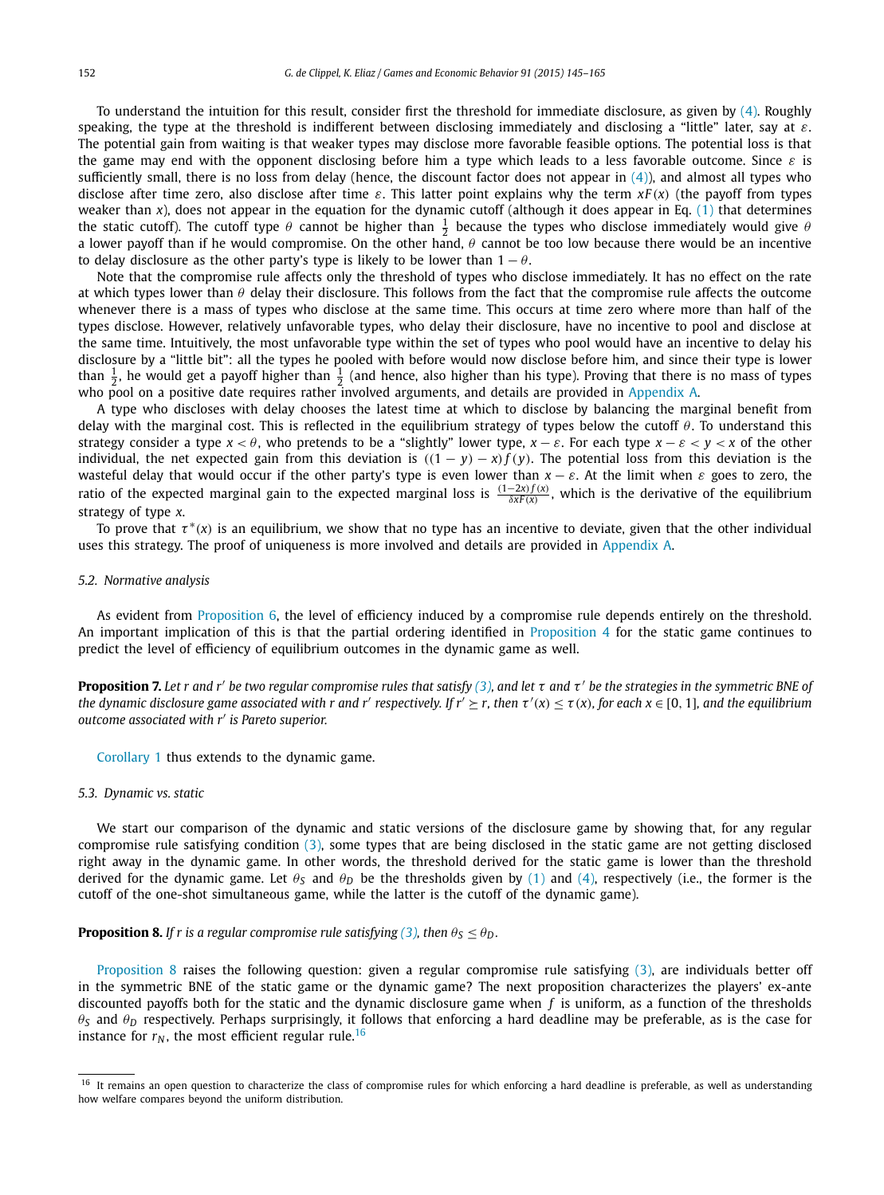To understand the intuition for this result, consider first the threshold for immediate disclosure, as given by (4). Roughly speaking, the type at the threshold is indifferent between disclosing immediately and disclosing a "little" later, say at $\varepsilon$. The potential gain from waiting is that weaker types may disclose more favorable feasible options. The potential loss is that the game may end with the opponent disclosing before him a type which leads to a less favorable outcome. Since $\varepsilon$ is sufficiently small, there is no loss from delay (hence, the discount factor does not appear in (4)), and almost all types who disclose after time zero, also disclose after time $\varepsilon$. This latter point explains why the term $xF(x)$ (the payoff from types weaker than $x$), does not appear in the equation for the dynamic cutoff (although it does appear in Eq. (1) that determines the static cutoff). The cutoff type $\theta$ cannot be higher than $\frac{1}{2}$ because the types who disclose immediately would give $\theta$ a lower payoff than if he would compromise. On the other hand, $\theta$ cannot be too low because there would be an incentive to delay disclosure as the other party's type is likely to be lower than $1-\theta$.

Note that the compromise rule affects only the threshold of types who disclose immediately. It has no effect on the rate at which types lower than $\theta$ delay their disclosure. This follows from the fact that the compromise rule affects the outcome whenever there is a mass of types who disclose at the same time. This occurs at time zero where more than half of the types disclose. However, relatively unfavorable types, who delay their disclosure, have no incentive to pool and disclose at the same time. Intuitively, the most unfavorable type within the set of types who pool would have an incentive to delay his disclosure by a "little bit": all the types he pooled with before would now disclose before him, and since their type is lower than $\frac{1}{2}$, he would get a payoff higher than $\frac{1}{2}$ (and hence, also higher than his type). Proving that there is no mass of types who pool on a positive date requires rather involved arguments, and details are provided in Appendix A.

A type who discloses with delay chooses the latest time at which to disclose by balancing the marginal benefit from delay with the marginal cost. This is reflected in the equilibrium strategy of types below the cutoff $\theta$. To understand this strategy consider a type $x<\theta$, who pretends to be a "slightly" lower type, $x-\varepsilon$. For each type $x-\varepsilon<y<x$ of the other individual, the net expected gain from this deviation is $((1-y)-x)f(y)$. The potential loss from this deviation is the wasteful delay that would occur if the other party's type is even lower than $x-\varepsilon$. At the limit when $\varepsilon$ goes to zero, the ratio of the expected marginal gain to the expected marginal loss is $\frac{(1-2x)f(x)}{\delta xF(x)}$, which is the derivative of the equilibrium strategy of type $x$.

To prove that $\tau^*(x)$ is an equilibrium, we show that no type has an incentive to deviate, given that the other individual uses this strategy. The proof of uniqueness is more involved and details are provided in Appendix A.

### 5.2. Normative analysis

As evident from Proposition 6, the level of efficiency induced by a compromise rule depends entirely on the threshold. An important implication of this is that the partial ordering identified in Proposition 4 for the static game continues to predict the level of efficiency of equilibrium outcomes in the dynamic game as well.

**Proposition 7.** *Let $r$ and $r'$ be two regular compromise rules that satisfy (3), and let $\tau$ and $\tau'$ be the strategies in the symmetric BNE of the dynamic disclosure game associated with $r$ and $r'$ respectively. If $r' \succeq r$, then $\tau'(x) \leq \tau(x)$, for each $x \in [0,1]$, and the equilibrium outcome associated with $r'$ is Pareto superior.*

Corollary 1 thus extends to the dynamic game.

### 5.3. Dynamic vs. static

We start our comparison of the dynamic and static versions of the disclosure game by showing that, for any regular compromise rule satisfying condition (3), some types that are being disclosed in the static game are not getting disclosed right away in the dynamic game. In other words, the threshold derived for the static game is lower than the threshold derived for the dynamic game. Let $\theta_S$ and $\theta_D$ be the thresholds given by (1) and (4), respectively (i.e., the former is the cutoff of the one-shot simultaneous game, while the latter is the cutoff of the dynamic game).

**Proposition 8.** *If $r$ is a regular compromise rule satisfying (3), then $\theta_S \leq \theta_D$.*

Proposition 8 raises the following question: given a regular compromise rule satisfying (3), are individuals better off in the symmetric BNE of the static game or the dynamic game? The next proposition characterizes the players' ex-ante discounted payoffs both for the static and the dynamic disclosure game when $f$ is uniform, as a function of the thresholds $\theta_S$ and $\theta_D$ respectively. Perhaps surprisingly, it follows that enforcing a hard deadline may be preferable, as is the case for instance for $r_N$, the most efficient regular rule.[16]

[16] It remains an open question to characterize the class of compromise rules for which enforcing a hard deadline is preferable, as well as understanding how welfare compares beyond the uniform distribution.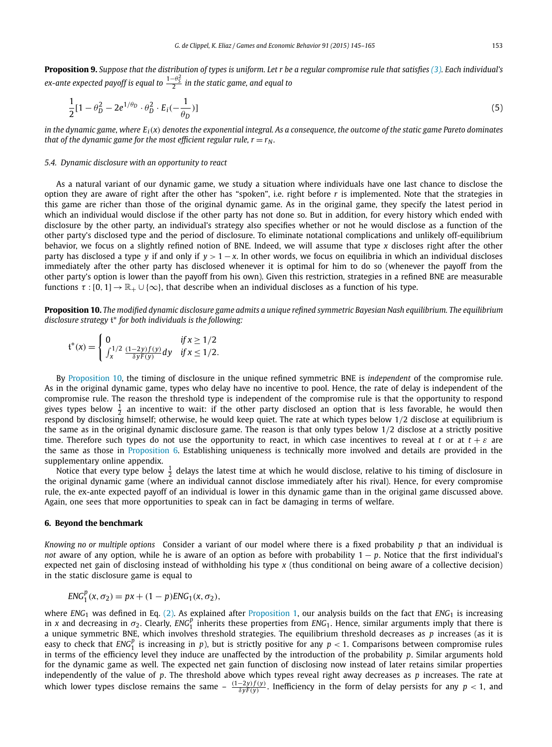**Proposition 9.** *Suppose that the distribution of types is uniform. Let r be a regular compromise rule that satisfies (3). Each individual's ex-ante expected payoff is equal to* $\frac{1-\theta_S^2}{2}$ *in the static game, and equal to*

$$\frac{1}{2}[1-\theta_D^2 - 2e^{1/\theta_D} \cdot \theta_D^2 \cdot E_i(-\frac{1}{\theta_D})] \tag{5}$$

*in the dynamic game, where* $E_i(x)$ *denotes the exponential integral. As a consequence, the outcome of the static game Pareto dominates that of the dynamic game for the most efficient regular rule,* $r = r_N$.

### 5.4. Dynamic disclosure with an opportunity to react

As a natural variant of our dynamic game, we study a situation where individuals have one last chance to disclose the option they are aware of right after the other has "spoken", i.e. right before $r$ is implemented. Note that the strategies in this game are richer than those of the original dynamic game. As in the original game, they specify the latest period in which an individual would disclose if the other party has not done so. But in addition, for every history which ended with disclosure by the other party, an individual's strategy also specifies whether or not he would disclose as a function of the other party's disclosed type and the period of disclosure. To eliminate notational complications and unlikely off-equilibrium behavior, we focus on a slightly refined notion of BNE. Indeed, we will assume that type $x$ discloses right after the other party has disclosed a type $y$ if and only if $y > 1 - x$. In other words, we focus on equilibria in which an individual discloses immediately after the other party has disclosed whenever it is optimal for him to do so (whenever the payoff from the other party's option is lower than the payoff from his own). Given this restriction, strategies in a refined BNE are measurable functions $\tau : [0, 1] \to \mathbb{R}_+ \cup \{\infty\}$, that describe when an individual discloses as a function of his type.

**Proposition 10.** *The modified dynamic disclosure game admits a unique refined symmetric Bayesian Nash equilibrium. The equilibrium disclosure strategy* $t^*$ *for both individuals is the following:*

$$t^*(x) = \begin{cases} 0 & \text{if } x \geq 1/2 \\ \int_x^{1/2} \frac{(1-2y)f(y)}{\delta y F(y)} dy & \text{if } x \leq 1/2. \end{cases}$$

By Proposition 10, the timing of disclosure in the unique refined symmetric BNE is *independent* of the compromise rule. As in the original dynamic game, types who delay have no incentive to pool. Hence, the rate of delay is independent of the compromise rule. The reason the threshold type is independent of the compromise rule is that the opportunity to respond gives types below $\frac{1}{2}$ an incentive to wait: if the other party disclosed an option that is less favorable, he would then respond by disclosing himself; otherwise, he would keep quiet. The rate at which types below 1/2 disclose at equilibrium is the same as in the original dynamic disclosure game. The reason is that only types below 1/2 disclose at a strictly positive time. Therefore such types do not use the opportunity to react, in which case incentives to reveal at $t$ or at $t + \varepsilon$ are the same as those in Proposition 6. Establishing uniqueness is technically more involved and details are provided in the supplementary online appendix.

Notice that every type below $\frac{1}{2}$ delays the latest time at which he would disclose, relative to his timing of disclosure in the original dynamic game (where an individual cannot disclose immediately after his rival). Hence, for every compromise rule, the ex-ante expected payoff of an individual is lower in this dynamic game than in the original game discussed above. Again, one sees that more opportunities to speak can in fact be damaging in terms of welfare.

## 6. Beyond the benchmark

*Knowing no or multiple options* Consider a variant of our model where there is a fixed probability $p$ that an individual is *not* aware of any option, while he is aware of an option as before with probability $1 - p$. Notice that the first individual's expected net gain of disclosing instead of withholding his type $x$ (thus conditional on being aware of a collective decision) in the static disclosure game is equal to

$$ENG_1^p(x, \sigma_2) = px + (1-p)ENG_1(x, \sigma_2),$$

where $ENG_1$ was defined in Eq. (2). As explained after Proposition 1, our analysis builds on the fact that $ENG_1$ is increasing in $x$ and decreasing in $\sigma_2$. Clearly, $ENG_1^p$ inherits these properties from $ENG_1$. Hence, similar arguments imply that there is a unique symmetric BNE, which involves threshold strategies. The equilibrium threshold decreases as $p$ increases (as it is easy to check that $ENG_1^p$ is increasing in $p$), but is strictly positive for any $p < 1$. Comparisons between compromise rules in terms of the efficiency level they induce are unaffected by the introduction of the probability $p$. Similar arguments hold for the dynamic game as well. The expected net gain function of disclosing now instead of later retains similar properties independently of the value of $p$. The threshold above which types reveal right away decreases as $p$ increases. The rate at which lower types disclose remains the same – $\frac{(1-2y)f(y)}{\delta y F(y)}$. Inefficiency in the form of delay persists for any $p < 1$, and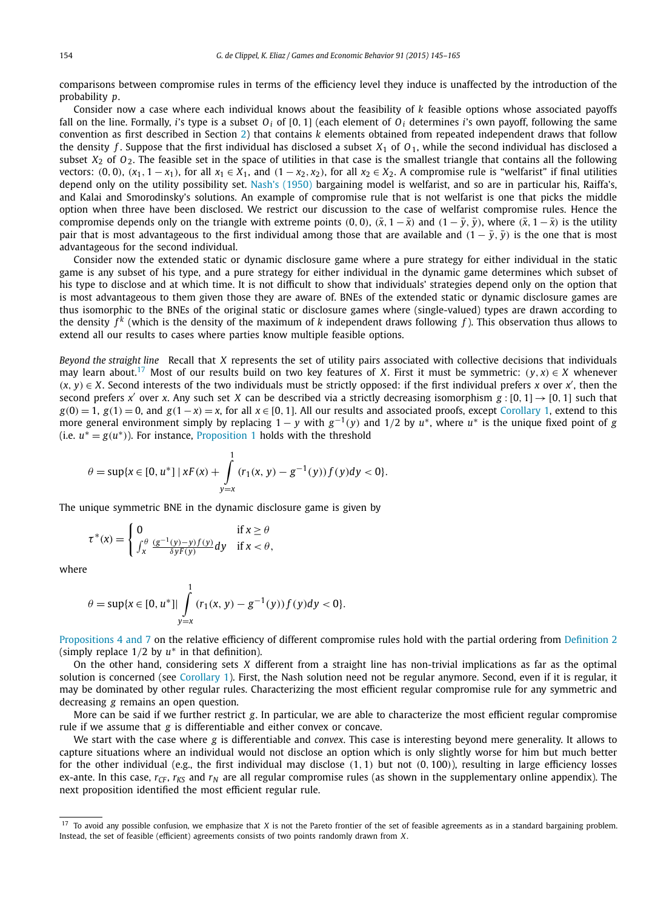comparisons between compromise rules in terms of the efficiency level they induce is unaffected by the introduction of the probability $p$.

Consider now a case where each individual knows about the feasibility of $k$ feasible options whose associated payoffs fall on the line. Formally, $i$'s type is a subset $O_i$ of $[0, 1]$ (each element of $O_i$ determines $i$'s own payoff, following the same convention as first described in Section 2) that contains $k$ elements obtained from repeated independent draws that follow the density $f$. Suppose that the first individual has disclosed a subset $X_1$ of $O_1$, while the second individual has disclosed a subset $X_2$ of $O_2$. The feasible set in the space of utilities in that case is the smallest triangle that contains all the following vectors: $(0, 0)$, $(x_1, 1 - x_1)$, for all $x_1 \in X_1$, and $(1 - x_2, x_2)$, for all $x_2 \in X_2$. A compromise rule is "welfarist" if final utilities depend only on the utility possibility set. Nash's (1950) bargaining model is welfarist, and so are in particular his, Raiffa's, and Kalai and Smorodinsky's solutions. An example of compromise rule that is not welfarist is one that picks the middle option when three have been disclosed. We restrict our discussion to the case of welfarist compromise rules. Hence the compromise depends only on the triangle with extreme points $(0, 0)$, $(\bar{x}, 1 - \bar{x})$ and $(1 - \bar{y}, \bar{y})$, where $(\bar{x}, 1 - \bar{x})$ is the utility pair that is most advantageous to the first individual among those that are available and $(1 - \bar{y}, \bar{y})$ is the one that is most advantageous for the second individual.

Consider now the extended static or dynamic disclosure game where a pure strategy for either individual in the static game is any subset of his type, and a pure strategy for either individual in the dynamic game determines which subset of his type to disclose and at which time. It is not difficult to show that individuals' strategies depend only on the option that is most advantageous to them given those they are aware of. BNEs of the extended static or dynamic disclosure games are thus isomorphic to the BNEs of the original static or disclosure games where (single-valued) types are drawn according to the density $f^k$ (which is the density of the maximum of $k$ independent draws following $f$). This observation thus allows to extend all our results to cases where parties know multiple feasible options.

*Beyond the straight line* Recall that $X$ represents the set of utility pairs associated with collective decisions that individuals may learn about.[17] Most of our results build on two key features of $X$. First it must be symmetric: $(y, x) \in X$ whenever $(x, y) \in X$. Second interests of the two individuals must be strictly opposed: if the first individual prefers $x$ over $x'$, then the second prefers $x'$ over $x$. Any such set $X$ can be described via a strictly decreasing isomorphism $g : [0, 1] \to [0, 1]$ such that $g(0) = 1$, $g(1) = 0$, and $g(1 - x) = x$, for all $x \in [0, 1]$. All our results and associated proofs, except Corollary 1, extend to this more general environment simply by replacing $1 - y$ with $g^{-1}(y)$ and $1/2$ by $u^*$, where $u^*$ is the unique fixed point of $g$ (i.e. $u^* = g(u^*)$). For instance, Proposition 1 holds with the threshold

$$\theta = \sup\{x \in [0, u^*] \mid xF(x) + \int_{y=x}^{1} (r_1(x, y) - g^{-1}(y)) f(y) dy < 0\}.$$

The unique symmetric BNE in the dynamic disclosure game is given by

$$\tau^*(x) = \begin{cases} 0 & \text{if } x \geq \theta \\ \int_x^\theta \frac{(g^{-1}(y) - y) f(y)}{\delta y F(y)} dy & \text{if } x < \theta, \end{cases}$$

where

$$\theta = \sup\{x \in [0, u^*] | \int_{y=x}^{1} (r_1(x, y) - g^{-1}(y)) f(y) dy < 0\}.$$

Propositions 4 and 7 on the relative efficiency of different compromise rules hold with the partial ordering from Definition 2 (simply replace $1/2$ by $u^*$ in that definition).

On the other hand, considering sets $X$ different from a straight line has non-trivial implications as far as the optimal solution is concerned (see Corollary 1). First, the Nash solution need not be regular anymore. Second, even if it is regular, it may be dominated by other regular rules. Characterizing the most efficient regular compromise rule for any symmetric and decreasing $g$ remains an open question.

More can be said if we further restrict $g$. In particular, we are able to characterize the most efficient regular compromise rule if we assume that $g$ is differentiable and either convex or concave.

We start with the case where $g$ is differentiable and *convex*. This case is interesting beyond mere generality. It allows to capture situations where an individual would not disclose an option which is only slightly worse for him but much better for the other individual (e.g., the first individual may disclose $(1, 1)$ but not $(0, 100)$), resulting in large efficiency losses ex-ante. In this case, $r_{CF}$, $r_{KS}$ and $r_N$ are all regular compromise rules (as shown in the supplementary online appendix). The next proposition identified the most efficient regular rule.

[17] To avoid any possible confusion, we emphasize that $X$ is not the Pareto frontier of the set of feasible agreements as in a standard bargaining problem. Instead, the set of feasible (efficient) agreements consists of two points randomly drawn from $X$.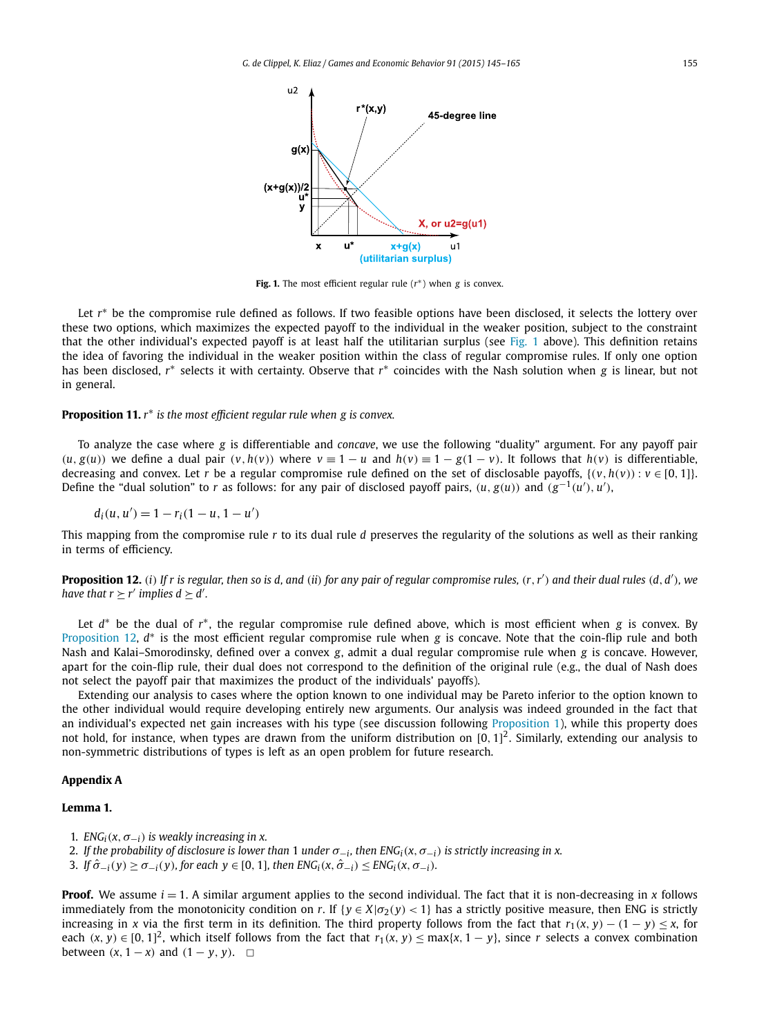**Fig. 1.** The most efficient regular rule ($r^*$) when $g$ is convex.

Let $r^*$ be the compromise rule defined as follows. If two feasible options have been disclosed, it selects the lottery over these two options, which maximizes the expected payoff to the individual in the weaker position, subject to the constraint that the other individual's expected payoff is at least half the utilitarian surplus (see Fig. 1 above). This definition retains the idea of favoring the individual in the weaker position within the class of regular compromise rules. If only one option has been disclosed, $r^*$ selects it with certainty. Observe that $r^*$ coincides with the Nash solution when $g$ is linear, but not in general.

**Proposition 11.** *$r^*$ is the most efficient regular rule when $g$ is convex.*

To analyze the case where $g$ is differentiable and *concave*, we use the following "duality" argument. For any payoff pair $(u, g(u))$ we define a dual pair $(v, h(v))$ where $v \equiv 1 - u$ and $h(v) \equiv 1 - g(1 - v)$. It follows that $h(v)$ is differentiable, decreasing and convex. Let $r$ be a regular compromise rule defined on the set of disclosable payoffs, $\{(v, h(v)) : v \in [0, 1]\}$. Define the "dual solution" to $r$ as follows: for any pair of disclosed payoff pairs, $(u, g(u))$ and $(g^{-1}(u'), u')$,

$$d_i(u, u') = 1 - r_i(1 - u, 1 - u')$$

This mapping from the compromise rule $r$ to its dual rule $d$ preserves the regularity of the solutions as well as their ranking in terms of efficiency.

**Proposition 12.** *(i) If $r$ is regular, then so is $d$, and (ii) for any pair of regular compromise rules, $(r, r')$ and their dual rules $(d, d')$, we have that $r \succeq r'$ implies $d \succeq d'$.*

Let $d^*$ be the dual of $r^*$, the regular compromise rule defined above, which is most efficient when $g$ is convex. By Proposition 12, $d^*$ is the most efficient regular compromise rule when $g$ is concave. Note that the coin-flip rule and both Nash and Kalai–Smorodinsky, defined over a convex $g$, admit a dual regular compromise rule when $g$ is concave. However, apart for the coin-flip rule, their dual does not correspond to the definition of the original rule (e.g., the dual of Nash does not select the payoff pair that maximizes the product of the individuals' payoffs).

Extending our analysis to cases where the option known to one individual may be Pareto inferior to the option known to the other individual would require developing entirely new arguments. Our analysis was indeed grounded in the fact that an individual's expected net gain increases with his type (see discussion following Proposition 1), while this property does not hold, for instance, when types are drawn from the uniform distribution on $[0, 1]^2$. Similarly, extending our analysis to non-symmetric distributions of types is left as an open problem for future research.

## Appendix A

**Lemma 1.**

1. *$ENG_i(x, \sigma_{-i})$ is weakly increasing in $x$.*
2. *If the probability of disclosure is lower than 1 under $\sigma_{-i}$, then $ENG_i(x, \sigma_{-i})$ is strictly increasing in $x$.*
3. *If $\hat{\sigma}_{-i}(y) \geq \sigma_{-i}(y)$, for each $y \in [0, 1]$, then $ENG_i(x, \hat{\sigma}_{-i}) \leq ENG_i(x, \sigma_{-i})$.*

**Proof.** We assume $i = 1$. A similar argument applies to the second individual. The fact that it is non-decreasing in $x$ follows immediately from the monotonicity condition on $r$. If $\{y \in X | \sigma_2(y) < 1\}$ has a strictly positive measure, then ENG is strictly increasing in $x$ via the first term in its definition. The third property follows from the fact that $r_1(x, y) - (1 - y) \leq x$, for each $(x, y) \in [0, 1]^2$, which itself follows from the fact that $r_1(x, y) \leq \max\{x, 1 - y\}$, since $r$ selects a convex combination between $(x, 1 - x)$ and $(1 - y, y)$. $\square$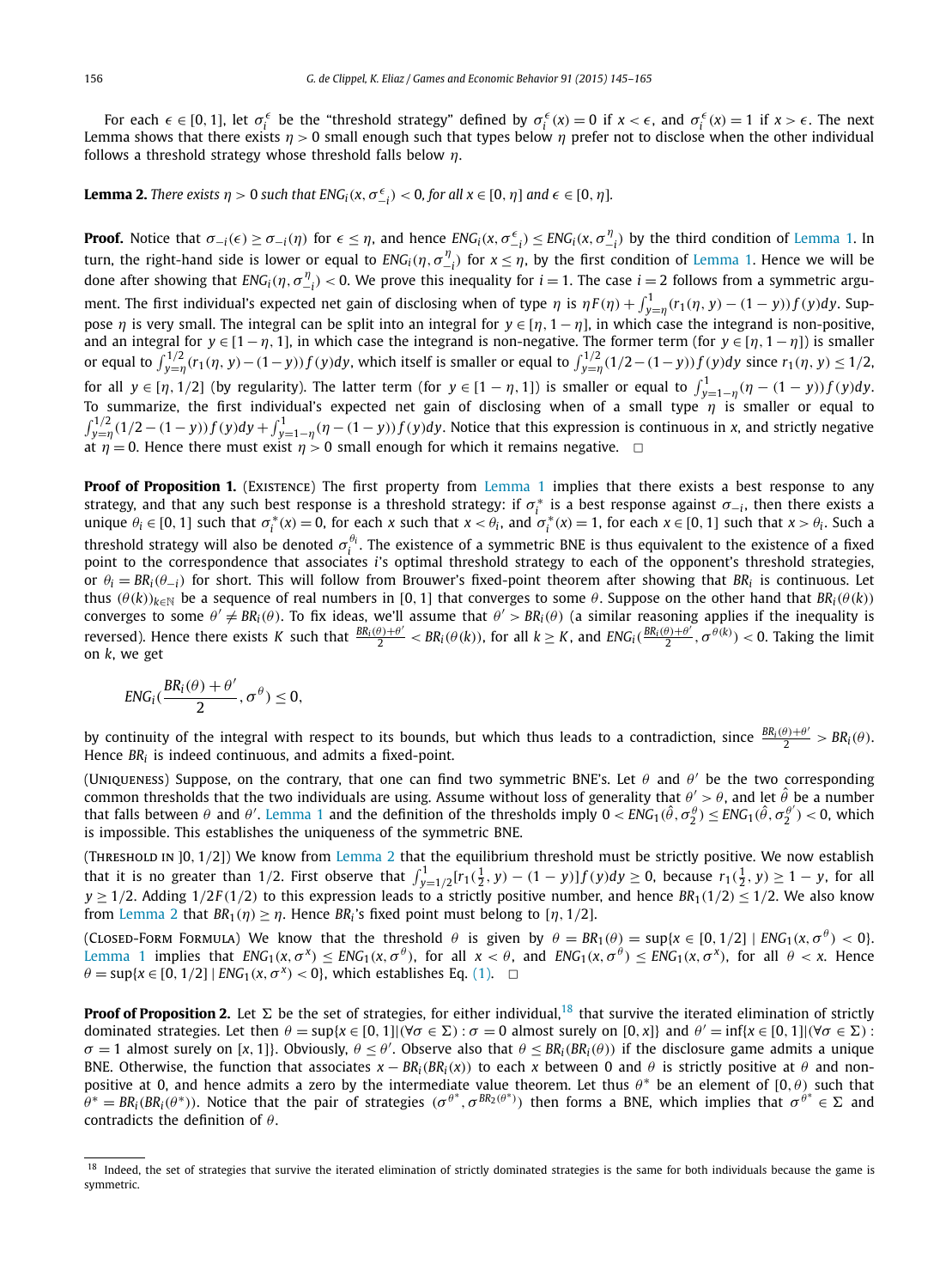For each $\epsilon \in [0,1]$, let $\sigma_i^\epsilon$ be the "threshold strategy" defined by $\sigma_i^\epsilon(x) = 0$ if $x < \epsilon$, and $\sigma_i^\epsilon(x) = 1$ if $x > \epsilon$. The next Lemma shows that there exists $\eta > 0$ small enough such that types below $\eta$ prefer not to disclose when the other individual follows a threshold strategy whose threshold falls below $\eta$.

**Lemma 2.** *There exists $\eta > 0$ such that $ENG_i(x, \sigma_{-i}^\epsilon) < 0$, for all $x \in [0, \eta]$ and $\epsilon \in [0, \eta]$.*

**Proof.** Notice that $\sigma_{-i}(\epsilon) \geq \sigma_{-i}(\eta)$ for $\epsilon \leq \eta$, and hence $ENG_i(x, \sigma_{-i}^\epsilon) \leq ENG_i(x, \sigma_{-i}^\eta)$ by the third condition of Lemma 1. In turn, the right-hand side is lower or equal to $ENG_i(\eta, \sigma_{-i}^\eta)$ for $x \leq \eta$, by the first condition of Lemma 1. Hence we will be done after showing that $ENG_i(\eta, \sigma_{-i}^\eta) < 0$. We prove this inequality for $i = 1$. The case $i = 2$ follows from a symmetric argument. The first individual's expected net gain of disclosing when of type $\eta$ is $\eta F(\eta) + \int_{y=\eta}^1 (r_1(\eta, y) - (1-y)) f(y) dy$. Suppose $\eta$ is very small. The integral can be split into an integral for $y \in [\eta, 1-\eta]$, in which case the integrand is non-positive, and an integral for $y \in [1-\eta, 1]$, in which case the integrand is non-negative. The former term (for $y \in [\eta, 1-\eta]$) is smaller or equal to $\int_{y=\eta}^{1/2} (r_1(\eta, y) - (1-y)) f(y) dy$, which itself is smaller or equal to $\int_{y=\eta}^{1/2} (1/2 - (1-y)) f(y) dy$ since $r_1(\eta, y) \leq 1/2$, for all $y \in [\eta, 1/2]$ (by regularity). The latter term (for $y \in [1-\eta, 1]$) is smaller or equal to $\int_{y=1-\eta}^1 (\eta - (1-y)) f(y) dy$. To summarize, the first individual's expected net gain of disclosing when of a small type $\eta$ is smaller or equal to $\int_{y=\eta}^{1/2} (1/2 - (1-y)) f(y) dy + \int_{y=1-\eta}^1 (\eta - (1-y)) f(y) dy$. Notice that this expression is continuous in $x$, and strictly negative at $\eta = 0$. Hence there must exist $\eta > 0$ small enough for which it remains negative. $\square$

**Proof of Proposition 1.** (Existence) The first property from Lemma 1 implies that there exists a best response to any strategy, and that any such best response is a threshold strategy: if $\sigma_i^*$ is a best response against $\sigma_{-i}$, then there exists a unique $\theta_i \in [0,1]$ such that $\sigma_i^*(x) = 0$, for each $x$ such that $x < \theta_i$, and $\sigma_i^*(x) = 1$, for each $x \in [0,1]$ such that $x > \theta_i$. Such a threshold strategy will also be denoted $\sigma_i^{\theta_i}$. The existence of a symmetric BNE is thus equivalent to the existence of a fixed point to the correspondence that associates $i$'s optimal threshold strategy to each of the opponent's threshold strategies, or $\theta_i = BR_i(\theta_{-i})$ for short. This will follow from Brouwer's fixed-point theorem after showing that $BR_i$ is continuous. Let thus $(\theta(k))_{k \in \mathbb{N}}$ be a sequence of real numbers in $[0,1]$ that converges to some $\theta$. Suppose on the other hand that $BR_i(\theta(k))$ converges to some $\theta' \neq BR_i(\theta)$. To fix ideas, we'll assume that $\theta' > BR_i(\theta)$ (a similar reasoning applies if the inequality is reversed). Hence there exists $K$ such that $\frac{BR_i(\theta)+\theta'}{2} < BR_i(\theta(k))$, for all $k \geq K$, and $ENG_i(\frac{BR_i(\theta)+\theta'}{2}, \sigma^{\theta(k)}) < 0$. Taking the limit on $k$, we get

$$ENG_i(\frac{BR_i(\theta)+\theta'}{2}, \sigma^\theta) \leq 0,$$

by continuity of the integral with respect to its bounds, but which thus leads to a contradiction, since $\frac{BR_i(\theta)+\theta'}{2} > BR_i(\theta)$. Hence $BR_i$ is indeed continuous, and admits a fixed-point.

(Uniqueness) Suppose, on the contrary, that one can find two symmetric BNE's. Let $\theta$ and $\theta'$ be the two corresponding common thresholds that the two individuals are using. Assume without loss of generality that $\theta' > \theta$, and let $\hat{\theta}$ be a number that falls between $\theta$ and $\theta'$. Lemma 1 and the definition of the thresholds imply $0 < ENG_1(\hat{\theta}, \sigma_2^\theta) \leq ENG_1(\hat{\theta}, \sigma_2^{\theta'}) < 0$, which is impossible. This establishes the uniqueness of the symmetric BNE.

(Threshold in $]0, 1/2]$) We know from Lemma 2 that the equilibrium threshold must be strictly positive. We now establish that it is no greater than $1/2$. First observe that $\int_{y=1/2}^1 [r_1(\frac{1}{2}, y) - (1-y)] f(y) dy \geq 0$, because $r_1(\frac{1}{2}, y) \geq 1 - y$, for all $y \geq 1/2$. Adding $1/2 F(1/2)$ to this expression leads to a strictly positive number, and hence $BR_1(1/2) \leq 1/2$. We also know from Lemma 2 that $BR_1(\eta) \geq \eta$. Hence $BR_i$'s fixed point must belong to $[\eta, 1/2]$.

(Closed-Form Formula) We know that the threshold $\theta$ is given by $\theta = BR_1(\theta) = \sup\{x \in [0, 1/2] \mid ENG_1(x, \sigma^\theta) < 0\}$. Lemma 1 implies that $ENG_1(x, \sigma^x) \leq ENG_1(x, \sigma^\theta)$, for all $x < \theta$, and $ENG_1(x, \sigma^\theta) \leq ENG_1(x, \sigma^x)$, for all $\theta < x$. Hence $\theta = \sup\{x \in [0, 1/2] \mid ENG_1(x, \sigma^x) < 0\}$, which establishes Eq. (1). $\square$

**Proof of Proposition 2.** Let $\Sigma$ be the set of strategies, for either individual,[18] that survive the iterated elimination of strictly dominated strategies. Let then $\theta = \sup\{x \in [0,1] | (\forall \sigma \in \Sigma) : \sigma = 0$ almost surely on $[0, x]\}$ and $\theta' = \inf\{x \in [0,1] | (\forall \sigma \in \Sigma) : \sigma = 1$ almost surely on $[x, 1]\}$. Obviously, $\theta \leq \theta'$. Observe also that $\theta \leq BR_i(BR_i(\theta))$ if the disclosure game admits a unique BNE. Otherwise, the function that associates $x - BR_i(BR_i(x))$ to each $x$ between 0 and $\theta$ is strictly positive at $\theta$ and non-positive at 0, and hence admits a zero by the intermediate value theorem. Let thus $\theta^*$ be an element of $[0, \theta)$ such that $\theta^* = BR_i(BR_i(\theta^*))$. Notice that the pair of strategies $(\sigma^{\theta^*}, \sigma^{BR_2(\theta^*)})$ then forms a BNE, which implies that $\sigma^{\theta^*} \in \Sigma$ and contradicts the definition of $\theta$.

---

[18] Indeed, the set of strategies that survive the iterated elimination of strictly dominated strategies is the same for both individuals because the game is symmetric.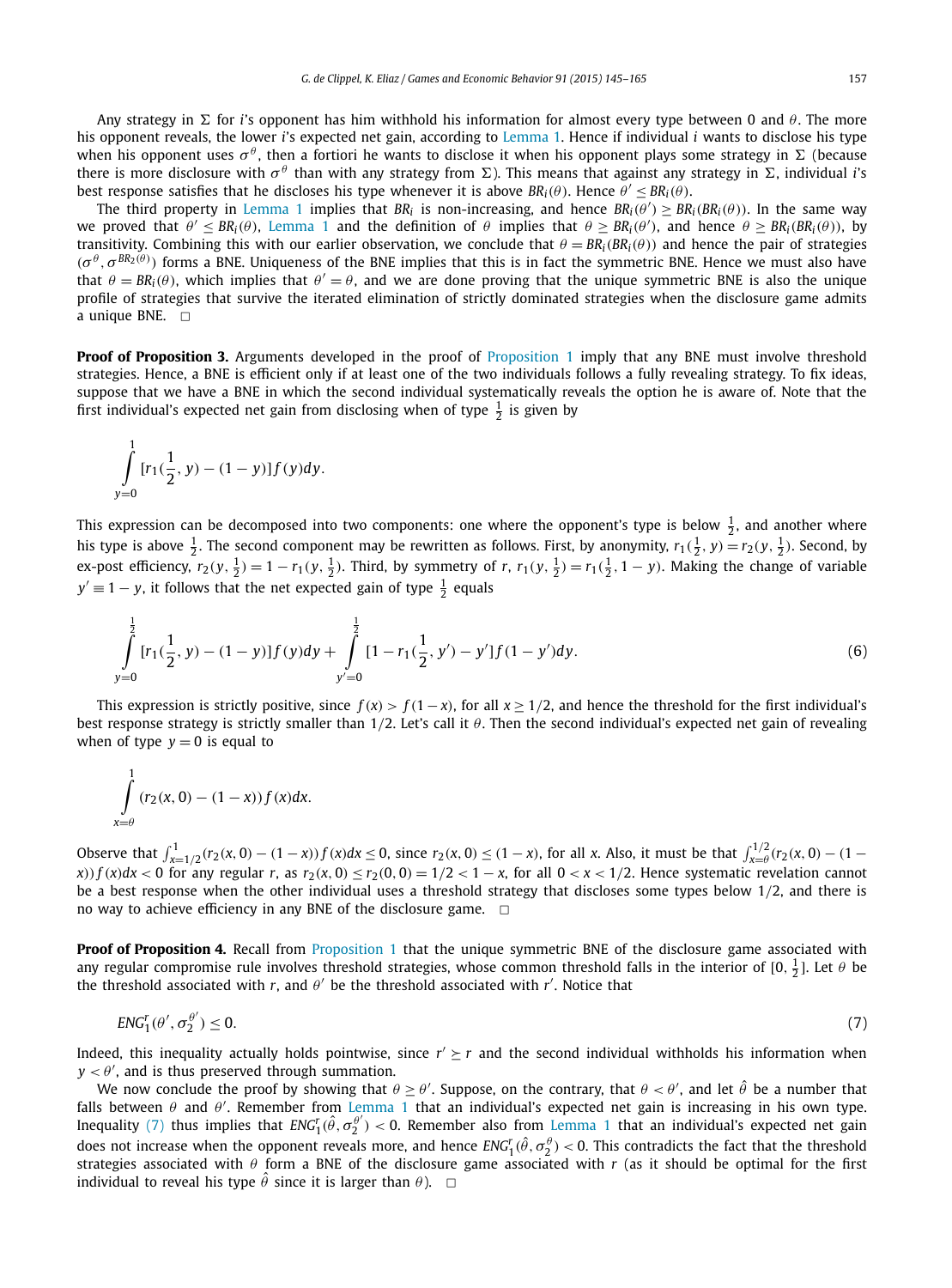Any strategy in $\Sigma$ for $i$'s opponent has him withhold his information for almost every type between 0 and $\theta$. The more his opponent reveals, the lower $i$'s expected net gain, according to Lemma 1. Hence if individual $i$ wants to disclose his type when his opponent uses $\sigma^\theta$, then a fortiori he wants to disclose it when his opponent plays some strategy in $\Sigma$ (because there is more disclosure with $\sigma^\theta$ than with any strategy from $\Sigma$). This means that against any strategy in $\Sigma$, individual $i$'s best response satisfies that he discloses his type whenever it is above $BR_i(\theta)$. Hence $\theta' \leq BR_i(\theta)$.

The third property in Lemma 1 implies that $BR_i$ is non-increasing, and hence $BR_i(\theta') \geq BR_i(BR_i(\theta))$. In the same way we proved that $\theta' \leq BR_i(\theta)$, Lemma 1 and the definition of $\theta$ implies that $\theta \geq BR_i(\theta')$, and hence $\theta \geq BR_i(BR_i(\theta))$, by transitivity. Combining this with our earlier observation, we conclude that $\theta = BR_i(BR_i(\theta))$ and hence the pair of strategies $(\sigma^\theta, \sigma^{BR_2(\theta)})$ forms a BNE. Uniqueness of the BNE implies that this is in fact the symmetric BNE. Hence we must also have that $\theta = BR_i(\theta)$, which implies that $\theta' = \theta$, and we are done proving that the unique symmetric BNE is also the unique profile of strategies that survive the iterated elimination of strictly dominated strategies when the disclosure game admits a unique BNE. $\square$

**Proof of Proposition 3.** Arguments developed in the proof of Proposition 1 imply that any BNE must involve threshold strategies. Hence, a BNE is efficient only if at least one of the two individuals follows a fully revealing strategy. To fix ideas, suppose that we have a BNE in which the second individual systematically reveals the option he is aware of. Note that the first individual's expected net gain from disclosing when of type $\frac{1}{2}$ is given by

$$\int_{y=0}^{1} [r_1(\tfrac{1}{2}, y) - (1-y)] f(y) dy.$$

This expression can be decomposed into two components: one where the opponent's type is below $\frac{1}{2}$, and another where his type is above $\frac{1}{2}$. The second component may be rewritten as follows. First, by anonymity, $r_1(\frac{1}{2}, y) = r_2(y, \frac{1}{2})$. Second, by ex-post efficiency, $r_2(y, \frac{1}{2}) = 1 - r_1(y, \frac{1}{2})$. Third, by symmetry of $r$, $r_1(y, \frac{1}{2}) = r_1(\frac{1}{2}, 1-y)$. Making the change of variable $y' \equiv 1 - y$, it follows that the net expected gain of type $\frac{1}{2}$ equals

$$\int_{y=0}^{\frac{1}{2}} [r_1(\tfrac{1}{2}, y) - (1-y)] f(y) dy + \int_{y'=0}^{\frac{1}{2}} [1 - r_1(\tfrac{1}{2}, y') - y'] f(1-y') dy. \tag{6}$$

This expression is strictly positive, since $f(x) > f(1-x)$, for all $x \geq 1/2$, and hence the threshold for the first individual's best response strategy is strictly smaller than 1/2. Let's call it $\theta$. Then the second individual's expected net gain of revealing when of type $y = 0$ is equal to

$$\int_{x=\theta}^{1} (r_2(x, 0) - (1-x)) f(x) dx.$$

Observe that $\int_{x=1/2}^{1} (r_2(x, 0) - (1-x)) f(x) dx \leq 0$, since $r_2(x, 0) \leq (1-x)$, for all $x$. Also, it must be that $\int_{x=\theta}^{1/2} (r_2(x, 0) - (1 - x)) f(x) dx < 0$ for any regular $r$, as $r_2(x, 0) \leq r_2(0, 0) = 1/2 < 1 - x$, for all $0 < x < 1/2$. Hence systematic revelation cannot be a best response when the other individual uses a threshold strategy that discloses some types below 1/2, and there is no way to achieve efficiency in any BNE of the disclosure game. $\square$

**Proof of Proposition 4.** Recall from Proposition 1 that the unique symmetric BNE of the disclosure game associated with any regular compromise rule involves threshold strategies, whose common threshold falls in the interior of $[0, \frac{1}{2}]$. Let $\theta$ be the threshold associated with $r$, and $\theta'$ be the threshold associated with $r'$. Notice that

$$ENG_1^r(\theta', \sigma_2^{\theta'}) \leq 0. \tag{7}$$

Indeed, this inequality actually holds pointwise, since $r' \succeq r$ and the second individual withholds his information when $y < \theta'$, and is thus preserved through summation.

We now conclude the proof by showing that $\theta \geq \theta'$. Suppose, on the contrary, that $\theta < \theta'$, and let $\hat{\theta}$ be a number that falls between $\theta$ and $\theta'$. Remember from Lemma 1 that an individual's expected net gain is increasing in his own type. Inequality (7) thus implies that $ENG_1^r(\hat{\theta}, \sigma_2^{\theta'}) < 0$. Remember also from Lemma 1 that an individual's expected net gain does not increase when the opponent reveals more, and hence $ENG_1^r(\hat{\theta}, \sigma_2^{\theta}) < 0$. This contradicts the fact that the threshold strategies associated with $\theta$ form a BNE of the disclosure game associated with $r$ (as it should be optimal for the first individual to reveal his type $\hat{\theta}$ since it is larger than $\theta$). $\square$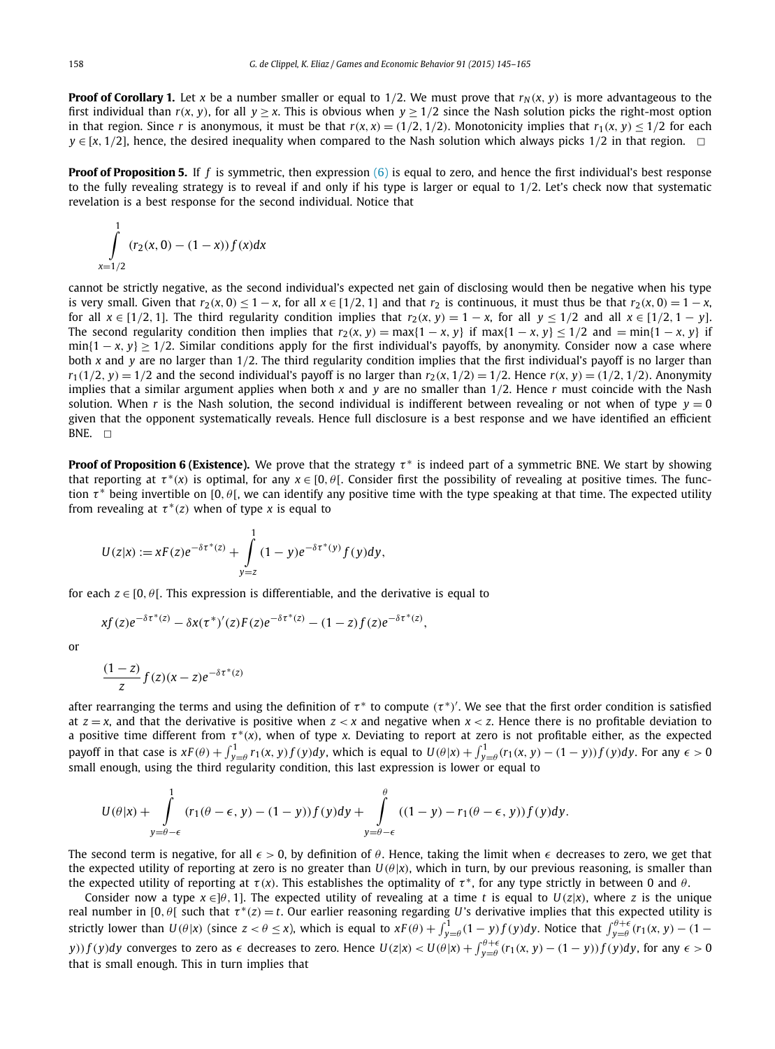**Proof of Corollary 1.** Let $x$ be a number smaller or equal to $1/2$. We must prove that $r_N(x, y)$ is more advantageous to the first individual than $r(x, y)$, for all $y \geq x$. This is obvious when $y \geq 1/2$ since the Nash solution picks the right-most option in that region. Since $r$ is anonymous, it must be that $r(x, x) = (1/2, 1/2)$. Monotonicity implies that $r_1(x, y) \leq 1/2$ for each $y \in [x, 1/2]$, hence, the desired inequality when compared to the Nash solution which always picks $1/2$ in that region. $\square$

**Proof of Proposition 5.** If $f$ is symmetric, then expression (6) is equal to zero, and hence the first individual's best response to the fully revealing strategy is to reveal if and only if his type is larger or equal to $1/2$. Let's check now that systematic revelation is a best response for the second individual. Notice that

$$\int_{x=1/2}^{1} (r_2(x, 0) - (1 - x)) f(x) dx$$

cannot be strictly negative, as the second individual's expected net gain of disclosing would then be negative when his type is very small. Given that $r_2(x, 0) \leq 1 - x$, for all $x \in [1/2, 1]$ and that $r_2$ is continuous, it must thus be that $r_2(x, 0) = 1 - x$, for all $x \in [1/2, 1]$. The third regularity condition implies that $r_2(x, y) = 1 - x$, for all $y \leq 1/2$ and all $x \in [1/2, 1 - y]$. The second regularity condition then implies that $r_2(x, y) = \max\{1 - x, y\}$ if $\max\{1 - x, y\} \leq 1/2$ and $= \min\{1 - x, y\}$ if $\min\{1 - x, y\} \geq 1/2$. Similar conditions apply for the first individual's payoffs, by anonymity. Consider now a case where both $x$ and $y$ are no larger than $1/2$. The third regularity condition implies that the first individual's payoff is no larger than $r_1(1/2, y) = 1/2$ and the second individual's payoff is no larger than $r_2(x, 1/2) = 1/2$. Hence $r(x, y) = (1/2, 1/2)$. Anonymity implies that a similar argument applies when both $x$ and $y$ are no smaller than $1/2$. Hence $r$ must coincide with the Nash solution. When $r$ is the Nash solution, the second individual is indifferent between revealing or not when of type $y = 0$ given that the opponent systematically reveals. Hence full disclosure is a best response and we have identified an efficient BNE. $\square$

**Proof of Proposition 6 (Existence).** We prove that the strategy $\tau^*$ is indeed part of a symmetric BNE. We start by showing that reporting at $\tau^*(x)$ is optimal, for any $x \in [0, \theta[$. Consider first the possibility of revealing at positive times. The function $\tau^*$ being invertible on $[0, \theta[$, we can identify any positive time with the type speaking at that time. The expected utility from revealing at $\tau^*(z)$ when of type $x$ is equal to

$$U(z|x) := xF(z)e^{-\delta\tau^*(z)} + \int_{y=z}^{1} (1 - y)e^{-\delta\tau^*(y)} f(y) dy,$$

for each $z \in [0, \theta[$. This expression is differentiable, and the derivative is equal to

$$xf(z)e^{-\delta\tau^*(z)} - \delta x(\tau^*)'(z)F(z)e^{-\delta\tau^*(z)} - (1 - z)f(z)e^{-\delta\tau^*(z)},$$

or

$$\frac{(1 - z)}{z} f(z)(x - z)e^{-\delta\tau^*(z)}$$

after rearranging the terms and using the definition of $\tau^*$ to compute $(\tau^*)'$. We see that the first order condition is satisfied at $z = x$, and that the derivative is positive when $z < x$ and negative when $x < z$. Hence there is no profitable deviation to a positive time different from $\tau^*(x)$, when of type $x$. Deviating to report at zero is not profitable either, as the expected payoff in that case is $xF(\theta) + \int_{y=\theta}^{1} r_1(x, y) f(y) dy$, which is equal to $U(\theta|x) + \int_{y=\theta}^{1} (r_1(x, y) - (1 - y)) f(y) dy$. For any $\epsilon > 0$ small enough, using the third regularity condition, this last expression is lower or equal to

$$U(\theta|x) + \int_{y=\theta-\epsilon}^{1} (r_1(\theta - \epsilon, y) - (1 - y)) f(y) dy + \int_{y=\theta-\epsilon}^{\theta} ((1 - y) - r_1(\theta - \epsilon, y)) f(y) dy.$$

The second term is negative, for all $\epsilon > 0$, by definition of $\theta$. Hence, taking the limit when $\epsilon$ decreases to zero, we get that the expected utility of reporting at zero is no greater than $U(\theta|x)$, which in turn, by our previous reasoning, is smaller than the expected utility of reporting at $\tau(x)$. This establishes the optimality of $\tau^*$, for any type strictly in between 0 and $\theta$.

Consider now a type $x \in ]\theta, 1]$. The expected utility of revealing at a time $t$ is equal to $U(z|x)$, where $z$ is the unique real number in $[0, \theta[$ such that $\tau^*(z) = t$. Our earlier reasoning regarding $U$'s derivative implies that this expected utility is strictly lower than $U(\theta|x)$ (since $z < \theta \leq x$), which is equal to $xF(\theta) + \int_{y=\theta}^{1} (1 - y) f(y) dy$. Notice that $\int_{y=\theta}^{\theta+\epsilon} (r_1(x, y) - (1 - y)) f(y) dy$ converges to zero as $\epsilon$ decreases to zero. Hence $U(z|x) < U(\theta|x) + \int_{y=\theta}^{\theta+\epsilon} (r_1(x, y) - (1 - y)) f(y) dy$, for any $\epsilon > 0$ that is small enough. This in turn implies that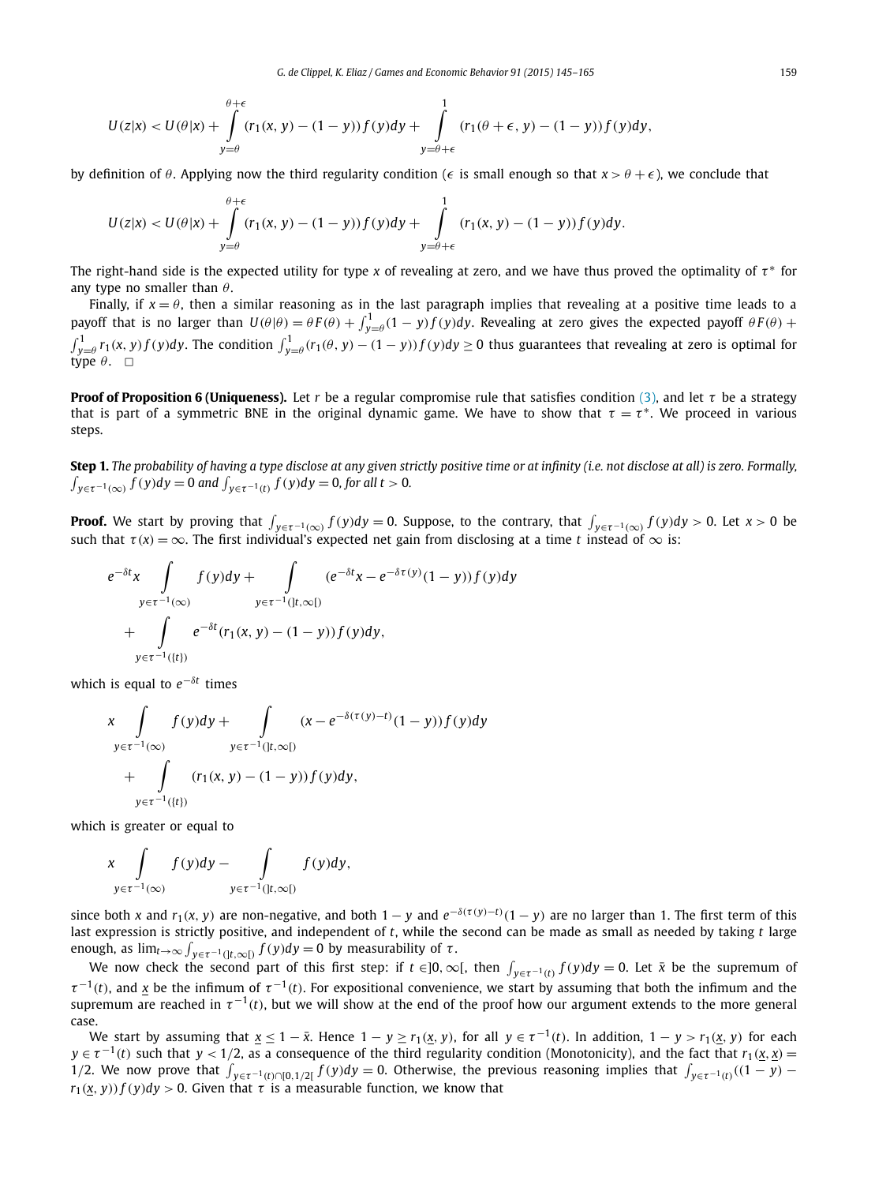$$U(z|x) < U(\theta|x) + \int_{y=\theta}^{\theta+\epsilon} (r_1(x,y) - (1-y)) f(y)dy + \int_{y=\theta+\epsilon}^{1} (r_1(\theta+\epsilon, y) - (1-y)) f(y)dy,$$

by definition of $\theta$. Applying now the third regularity condition ($\epsilon$ is small enough so that $x > \theta + \epsilon$), we conclude that

$$U(z|x) < U(\theta|x) + \int_{y=\theta}^{\theta+\epsilon} (r_1(x,y) - (1-y)) f(y)dy + \int_{y=\theta+\epsilon}^{1} (r_1(x, y) - (1-y)) f(y)dy.$$

The right-hand side is the expected utility for type $x$ of revealing at zero, and we have thus proved the optimality of $\tau^*$ for any type no smaller than $\theta$.

Finally, if $x = \theta$, then a similar reasoning as in the last paragraph implies that revealing at a positive time leads to a payoff that is no larger than $U(\theta|\theta) = \theta F(\theta) + \int_{y=\theta}^{1}(1-y)f(y)dy$. Revealing at zero gives the expected payoff $\theta F(\theta) + \int_{y=\theta}^{1} r_1(x,y) f(y)dy$. The condition $\int_{y=\theta}^{1}(r_1(\theta, y) - (1-y))f(y)dy \geq 0$ thus guarantees that revealing at zero is optimal for type $\theta$. $\square$

**Proof of Proposition 6 (Uniqueness).** Let $r$ be a regular compromise rule that satisfies condition (3), and let $\tau$ be a strategy that is part of a symmetric BNE in the original dynamic game. We have to show that $\tau = \tau^*$. We proceed in various steps.

**Step 1.** *The probability of having a type disclose at any given strictly positive time or at infinity (i.e. not disclose at all) is zero. Formally, $\int_{y\in\tau^{-1}(\infty)} f(y)dy = 0$ and $\int_{y\in\tau^{-1}(t)} f(y)dy = 0$, for all $t > 0$.*

**Proof.** We start by proving that $\int_{y\in\tau^{-1}(\infty)} f(y)dy = 0$. Suppose, to the contrary, that $\int_{y\in\tau^{-1}(\infty)} f(y)dy > 0$. Let $x > 0$ be such that $\tau(x) = \infty$. The first individual's expected net gain from disclosing at a time $t$ instead of $\infty$ is:

$$e^{-\delta t} x \int_{y\in\tau^{-1}(\infty)} f(y)dy + \int_{y\in\tau^{-1}(]t,\infty[)} (e^{-\delta t}x - e^{-\delta\tau(y)}(1-y))f(y)dy$$
$$+ \int_{y\in\tau^{-1}(\{t\})} e^{-\delta t}(r_1(x,y) - (1-y))f(y)dy,$$

which is equal to $e^{-\delta t}$ times

$$x \int_{y\in\tau^{-1}(\infty)} f(y)dy + \int_{y\in\tau^{-1}(]t,\infty[)} (x - e^{-\delta(\tau(y)-t)}(1-y))f(y)dy$$
$$+ \int_{y\in\tau^{-1}(\{t\})} (r_1(x,y) - (1-y))f(y)dy,$$

which is greater or equal to

$$x \int_{y\in\tau^{-1}(\infty)} f(y)dy - \int_{y\in\tau^{-1}(]t,\infty[)} f(y)dy,$$

since both $x$ and $r_1(x, y)$ are non-negative, and both $1 - y$ and $e^{-\delta(\tau(y)-t)}(1-y)$ are no larger than 1. The first term of this last expression is strictly positive, and independent of $t$, while the second can be made as small as needed by taking $t$ large enough, as $\lim_{t\to\infty} \int_{y\in\tau^{-1}(]t,\infty[)} f(y)dy = 0$ by measurability of $\tau$.

We now check the second part of this first step: if $t \in ]0, \infty[$, then $\int_{y\in\tau^{-1}(t)} f(y)dy = 0$. Let $\bar{x}$ be the supremum of $\tau^{-1}(t)$, and $\underline{x}$ be the infimum of $\tau^{-1}(t)$. For expositional convenience, we start by assuming that both the infimum and the supremum are reached in $\tau^{-1}(t)$, but we will show at the end of the proof how our argument extends to the more general case.

We start by assuming that $\underline{x} \leq 1 - \bar{x}$. Hence $1 - y \geq r_1(\underline{x}, y)$, for all $y \in \tau^{-1}(t)$. In addition, $1 - y > r_1(\underline{x}, y)$ for each $y \in \tau^{-1}(t)$ such that $y < 1/2$, as a consequence of the third regularity condition (Monotonicity), and the fact that $r_1(\underline{x}, \underline{x}) = 1/2$. We now prove that $\int_{y\in\tau^{-1}(t)\cap[0,1/2[} f(y)dy = 0$. Otherwise, the previous reasoning implies that $\int_{y\in\tau^{-1}(t)}((1-y) - r_1(\underline{x}, y))f(y)dy > 0$. Given that $\tau$ is a measurable function, we know that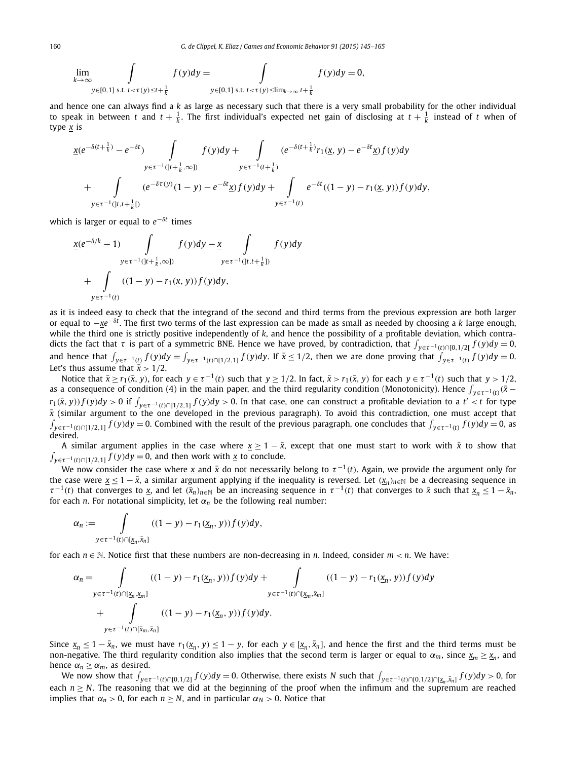$$\lim_{k\to\infty} \int_{y\in[0,1] \text{ s.t. } t<\tau(y)\le t+\frac{1}{k}} f(y)dy = \int_{y\in[0,1] \text{ s.t. } t<\tau(y)\le \lim_{k\to\infty} t+\frac{1}{k}} f(y)dy = 0,$$

and hence one can always find a $k$ as large as necessary such that there is a very small probability for the other individual to speak in between $t$ and $t+\frac{1}{k}$. The first individual's expected net gain of disclosing at $t+\frac{1}{k}$ instead of $t$ when of type $\underline{x}$ is

$$\underline{x}(e^{-\delta(t+\frac{1}{k})} - e^{-\delta t}) \int_{y\in\tau^{-1}(]t+\frac{1}{k},\infty])} f(y)dy + \int_{y\in\tau^{-1}(t+\frac{1}{k})} (e^{-\delta(t+\frac{1}{k})} r_1(\underline{x},y) - e^{-\delta t}\underline{x}) f(y)dy$$
$$+ \int_{y\in\tau^{-1}(]t,t+\frac{1}{k}[)} (e^{-\delta\tau(y)}(1-y) - e^{-\delta t}\underline{x}) f(y)dy + \int_{y\in\tau^{-1}(t)} e^{-\delta t}((1-y) - r_1(\underline{x},y)) f(y)dy,$$

which is larger or equal to $e^{-\delta t}$ times

$$\underline{x}(e^{-\delta/k} - 1) \int_{y\in\tau^{-1}(]t+\frac{1}{k},\infty])} f(y)dy - \underline{x} \int_{y\in\tau^{-1}(]t,t+\frac{1}{k}])} f(y)dy$$
$$+ \int_{y\in\tau^{-1}(t)} ((1-y) - r_1(\underline{x},y)) f(y)dy,$$

as it is indeed easy to check that the integrand of the second and third terms from the previous expression are both larger or equal to $-\underline{x}e^{-\delta t}$. The first two terms of the last expression can be made as small as needed by choosing a $k$ large enough, while the third one is strictly positive independently of $k$, and hence the possibility of a profitable deviation, which contradicts the fact that $\tau$ is part of a symmetric BNE. Hence we have proved, by contradiction, that $\int_{y\in\tau^{-1}(t)\cap[0,1/2[} f(y)dy = 0$, and hence that $\int_{y\in\tau^{-1}(t)} f(y)dy = \int_{y\in\tau^{-1}(t)\cap[1/2,1]} f(y)dy$. If $\bar{x} \le 1/2$, then we are done proving that $\int_{y\in\tau^{-1}(t)} f(y)dy = 0$. Let's thus assume that $\bar{x} > 1/2$.

Notice that $\bar{x} \ge r_1(\bar{x}, y)$, for each $y \in \tau^{-1}(t)$ such that $y \ge 1/2$. In fact, $\bar{x} > r_1(\bar{x}, y)$ for each $y \in \tau^{-1}(t)$ such that $y > 1/2$, as a consequence of condition (4) in the main paper, and the third regularity condition (Monotonicity). Hence $\int_{y\in\tau^{-1}(t)} (\bar{x} - r_1(\bar{x}, y)) f(y)dy > 0$ if $\int_{y\in\tau^{-1}(t)\cap]1/2,1]} f(y)dy > 0$. In that case, one can construct a profitable deviation to a $t' < t$ for type $\bar{x}$ (similar argument to the one developed in the previous paragraph). To avoid this contradiction, one must accept that $\int_{y\in\tau^{-1}(t)\cap]1/2,1]} f(y)dy = 0$. Combined with the result of the previous paragraph, one concludes that $\int_{y\in\tau^{-1}(t)} f(y)dy = 0$, as desired.

A similar argument applies in the case where $\underline{x} \ge 1 - \bar{x}$, except that one must start to work with $\bar{x}$ to show that $\int_{y\in\tau^{-1}(t)\cap]1/2,1]} f(y)dy = 0$, and then work with $\underline{x}$ to conclude.

We now consider the case where $\underline{x}$ and $\bar{x}$ do not necessarily belong to $\tau^{-1}(t)$. Again, we provide the argument only for the case were $\underline{x} \le 1 - \bar{x}$, a similar argument applying if the inequality is reversed. Let $(\underline{x}_n)_{n\in\mathbb{N}}$ be a decreasing sequence in $\tau^{-1}(t)$ that converges to $\underline{x}$, and let $(\bar{x}_n)_{n\in\mathbb{N}}$ be an increasing sequence in $\tau^{-1}(t)$ that converges to $\bar{x}$ such that $\underline{x}_n \le 1 - \bar{x}_n$, for each $n$. For notational simplicity, let $\alpha_n$ be the following real number:

$$\alpha_n := \int_{y\in\tau^{-1}(t)\cap[\underline{x}_n,\bar{x}_n]} ((1-y) - r_1(\underline{x}_n, y)) f(y)dy,$$

for each $n \in \mathbb{N}$. Notice first that these numbers are non-decreasing in $n$. Indeed, consider $m < n$. We have:

$$\alpha_n = \int_{y\in\tau^{-1}(t)\cap[\underline{x}_n,\underline{x}_m]} ((1-y) - r_1(\underline{x}_n, y)) f(y)dy + \int_{y\in\tau^{-1}(t)\cap[\underline{x}_m,\bar{x}_m]} ((1-y) - r_1(\underline{x}_n, y)) f(y)dy$$
$$+ \int_{y\in\tau^{-1}(t)\cap[\bar{x}_m,\bar{x}_n]} ((1-y) - r_1(\underline{x}_n, y)) f(y)dy.$$

Since $\underline{x}_n \le 1 - \bar{x}_n$, we must have $r_1(\underline{x}_n, y) \le 1 - y$, for each $y \in [\underline{x}_n, \bar{x}_n]$, and hence the first and the third terms must be non-negative. The third regularity condition also implies that the second term is larger or equal to $\alpha_m$, since $\underline{x}_m \ge \underline{x}_n$, and hence $\alpha_n \ge \alpha_m$, as desired.

We now show that $\int_{y\in\tau^{-1}(t)\cap[0,1/2]} f(y)dy = 0$. Otherwise, there exists $N$ such that $\int_{y\in\tau^{-1}(t)\cap[0,1/2]\cap[\underline{x}_n,\bar{x}_n]} f(y)dy > 0$, for each $n \ge N$. The reasoning that we did at the beginning of the proof when the infimum and the supremum are reached implies that $\alpha_n > 0$, for each $n \ge N$, and in particular $\alpha_N > 0$. Notice that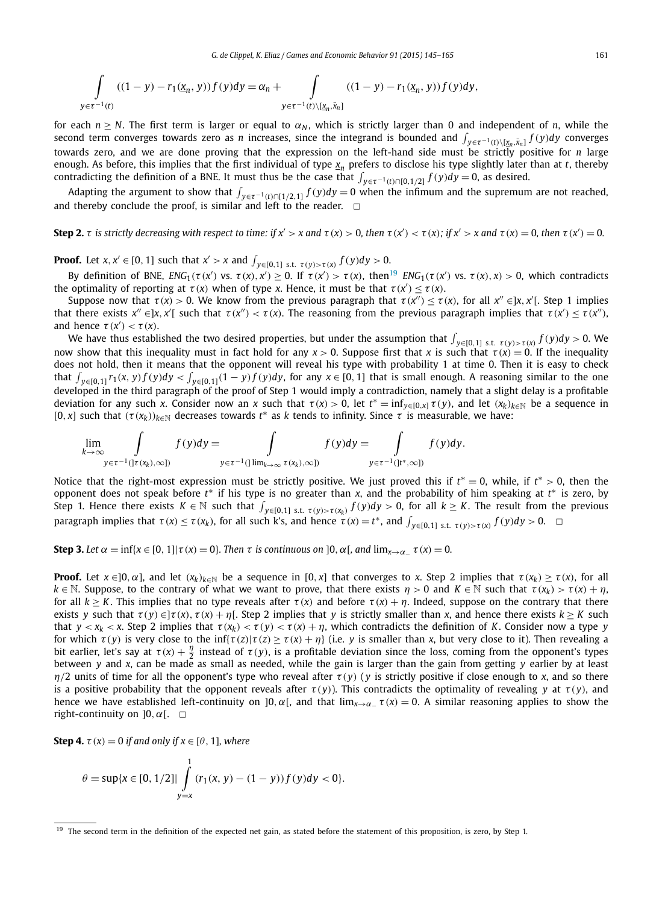$$\int_{y\in\tau^{-1}(t)} ((1-y)-r_1(\underline{x}_n,y))f(y)dy = \alpha_n + \int_{y\in\tau^{-1}(t)\setminus[\underline{x}_n,\bar{x}_n]} ((1-y)-r_1(\underline{x}_n,y))f(y)dy,$$

for each $n \geq N$. The first term is larger or equal to $\alpha_N$, which is strictly larger than 0 and independent of $n$, while the second term converges towards zero as $n$ increases, since the integrand is bounded and $\int_{y\in\tau^{-1}(t)\setminus[\underline{x}_n,\bar{x}_n]} f(y)dy$ converges towards zero, and we are done proving that the expression on the left-hand side must be strictly positive for $n$ large enough. As before, this implies that the first individual of type $\underline{x}_n$ prefers to disclose his type slightly later than at $t$, thereby contradicting the definition of a BNE. It must thus be the case that $\int_{y\in\tau^{-1}(t)\cap[0,1/2]} f(y)dy = 0$, as desired.

Adapting the argument to show that $\int_{y\in\tau^{-1}(t)\cap[1/2,1]} f(y)dy = 0$ when the infimum and the supremum are not reached, and thereby conclude the proof, is similar and left to the reader. □

**Step 2.** *$\tau$ is strictly decreasing with respect to time: if $x' > x$ and $\tau(x) > 0$, then $\tau(x') < \tau(x)$; if $x' > x$ and $\tau(x) = 0$, then $\tau(x') = 0$.*

**Proof.** Let $x, x' \in [0,1]$ such that $x' > x$ and $\int_{y\in[0,1] \text{ s.t. } \tau(y)>\tau(x)} f(y)dy > 0$.

By definition of BNE, $ENG_1(\tau(x') \text{ vs. } \tau(x), x') \geq 0$. If $\tau(x') > \tau(x)$, then[19] $ENG_1(\tau(x') \text{ vs. } \tau(x), x) > 0$, which contradicts the optimality of reporting at $\tau(x)$ when of type $x$. Hence, it must be that $\tau(x') \leq \tau(x)$.

Suppose now that $\tau(x) > 0$. We know from the previous paragraph that $\tau(x'') \leq \tau(x)$, for all $x'' \in ]x, x'[$. Step 1 implies that there exists $x'' \in ]x, x'[$ such that $\tau(x'') < \tau(x)$. The reasoning from the previous paragraph implies that $\tau(x') \leq \tau(x'')$, and hence $\tau(x') < \tau(x)$.

We have thus established the two desired properties, but under the assumption that $\int_{y\in[0,1] \text{ s.t. } \tau(y)>\tau(x)} f(y)dy > 0$. We now show that this inequality must in fact hold for any $x > 0$. Suppose first that $x$ is such that $\tau(x) = 0$. If the inequality does not hold, then it means that the opponent will reveal his type with probability 1 at time 0. Then it is easy to check that $\int_{y\in[0,1]} r_1(x,y)f(y)dy < \int_{y\in[0,1]}(1-y)f(y)dy$, for any $x \in [0,1]$ that is small enough. A reasoning similar to the one developed in the third paragraph of the proof of Step 1 would imply a contradiction, namely that a slight delay is a profitable deviation for any such $x$. Consider now an $x$ such that $\tau(x) > 0$, let $t^* = \inf_{y\in[0,x]} \tau(y)$, and let $(x_k)_{k\in\mathbb{N}}$ be a sequence in $[0,x]$ such that $(\tau(x_k))_{k\in\mathbb{N}}$ decreases towards $t^*$ as $k$ tends to infinity. Since $\tau$ is measurable, we have:

$$\lim_{k\to\infty} \int_{y\in\tau^{-1}(]\tau(x_k),\infty])} f(y)dy = \int_{y\in\tau^{-1}(]\lim_{k\to\infty}\tau(x_k),\infty])} f(y)dy = \int_{y\in\tau^{-1}(]t^*,\infty])} f(y)dy.$$

Notice that the right-most expression must be strictly positive. We just proved this if $t^* = 0$, while, if $t^* > 0$, then the opponent does not speak before $t^*$ if his type is no greater than $x$, and the probability of him speaking at $t^*$ is zero, by Step 1. Hence there exists $K \in \mathbb{N}$ such that $\int_{y\in[0,1] \text{ s.t. } \tau(y)>\tau(x_k)} f(y)dy > 0$, for all $k \geq K$. The result from the previous paragraph implies that $\tau(x) \leq \tau(x_k)$, for all such k's, and hence $\tau(x) = t^*$, and $\int_{y\in[0,1] \text{ s.t. } \tau(y)>\tau(x)} f(y)dy > 0$. □

**Step 3.** *Let $\alpha = \inf\{x \in [0,1] | \tau(x) = 0\}$. Then $\tau$ is continuous on $]0,\alpha[$, and $\lim_{x\to\alpha_-} \tau(x) = 0$.*

**Proof.** Let $x \in ]0,\alpha]$, and let $(x_k)_{k\in\mathbb{N}}$ be a sequence in $[0,x]$ that converges to $x$. Step 2 implies that $\tau(x_k) \geq \tau(x)$, for all $k \in \mathbb{N}$. Suppose, to the contrary of what we want to prove, that there exists $\eta > 0$ and $K \in \mathbb{N}$ such that $\tau(x_k) > \tau(x) + \eta$, for all $k \geq K$. This implies that no type reveals after $\tau(x)$ and before $\tau(x) + \eta$. Indeed, suppose on the contrary that there exists $y$ such that $\tau(y) \in ]\tau(x), \tau(x) + \eta[$. Step 2 implies that $y$ is strictly smaller than $x$, and hence there exists $k \geq K$ such that $y < x_k < x$. Step 2 implies that $\tau(x_k) < \tau(y) < \tau(x) + \eta$, which contradicts the definition of $K$. Consider now a type $y$ for which $\tau(y)$ is very close to the $\inf\{\tau(z) | \tau(z) \geq \tau(x) + \eta\}$ (i.e. $y$ is smaller than $x$, but very close to it). Then revealing a bit earlier, let's say at $\tau(x) + \frac{\eta}{2}$ instead of $\tau(y)$, is a profitable deviation since the loss, coming from the opponent's types between $y$ and $x$, can be made as small as needed, while the gain is larger than the gain from getting $y$ earlier by at least $\eta/2$ units of time for all the opponent's type who reveal after $\tau(y)$ ($y$ is strictly positive if close enough to $x$, and so there is a positive probability that the opponent reveals after $\tau(y)$). This contradicts the optimality of revealing $y$ at $\tau(y)$, and hence we have established left-continuity on $]0,\alpha[$, and that $\lim_{x\to\alpha_-} \tau(x) = 0$. A similar reasoning applies to show the right-continuity on $]0,\alpha[$. □

**Step 4.** *$\tau(x) = 0$ if and only if $x \in [\theta, 1]$, where*

$$\theta = \sup\{x \in [0,1/2] | \int_{y=x}^{1} (r_1(x,y) - (1-y))f(y)dy < 0\}.$$

---

[19] The second term in the definition of the expected net gain, as stated before the statement of this proposition, is zero, by Step 1.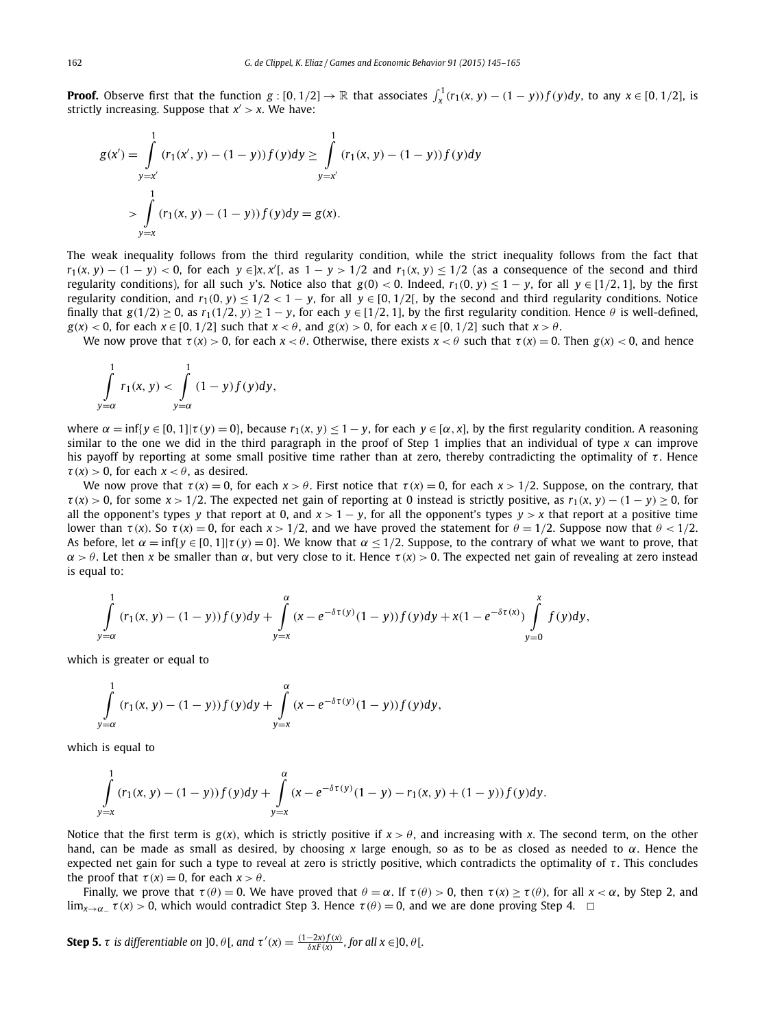**Proof.** Observe first that the function $g : [0, 1/2] \to \mathbb{R}$ that associates $\int_x^1 (r_1(x, y) - (1 - y)) f(y) dy$, to any $x \in [0, 1/2]$, is strictly increasing. Suppose that $x' > x$. We have:

$$
\begin{aligned}
g(x') &= \int_{y=x'}^{1} (r_1(x', y) - (1 - y)) f(y) dy \geq \int_{y=x'}^{1} (r_1(x, y) - (1 - y)) f(y) dy \\
&> \int_{y=x}^{1} (r_1(x, y) - (1 - y)) f(y) dy = g(x).
\end{aligned}
$$

The weak inequality follows from the third regularity condition, while the strict inequality follows from the fact that $r_1(x, y) - (1 - y) < 0$, for each $y \in ]x, x'[$, as $1 - y > 1/2$ and $r_1(x, y) \leq 1/2$ (as a consequence of the second and third regularity conditions), for all such $y$'s. Notice also that $g(0) < 0$. Indeed, $r_1(0, y) \leq 1 - y$, for all $y \in [1/2, 1]$, by the first regularity condition, and $r_1(0, y) \leq 1/2 < 1 - y$, for all $y \in [0, 1/2[$, by the second and third regularity conditions. Notice finally that $g(1/2) \geq 0$, as $r_1(1/2, y) \geq 1 - y$, for each $y \in [1/2, 1]$, by the first regularity condition. Hence $\theta$ is well-defined, $g(x) < 0$, for each $x \in [0, 1/2]$ such that $x < \theta$, and $g(x) > 0$, for each $x \in [0, 1/2]$ such that $x > \theta$.

We now prove that $\tau(x) > 0$, for each $x < \theta$. Otherwise, there exists $x < \theta$ such that $\tau(x) = 0$. Then $g(x) < 0$, and hence

$$
\int_{y=\alpha}^{1} r_1(x, y) < \int_{y=\alpha}^{1} (1 - y) f(y) dy,
$$

where $\alpha = \inf\{y \in [0, 1] | \tau(y) = 0\}$, because $r_1(x, y) \leq 1 - y$, for each $y \in [\alpha, x]$, by the first regularity condition. A reasoning similar to the one we did in the third paragraph in the proof of Step 1 implies that an individual of type $x$ can improve his payoff by reporting at some small positive time rather than at zero, thereby contradicting the optimality of $\tau$. Hence $\tau(x) > 0$, for each $x < \theta$, as desired.

We now prove that $\tau(x) = 0$, for each $x > \theta$. First notice that $\tau(x) = 0$, for each $x > 1/2$. Suppose, on the contrary, that $\tau(x) > 0$, for some $x > 1/2$. The expected net gain of reporting at 0 instead is strictly positive, as $r_1(x, y) - (1 - y) \geq 0$, for all the opponent's types $y$ that report at 0, and $x > 1 - y$, for all the opponent's types $y > x$ that report at a positive time lower than $\tau(x)$. So $\tau(x) = 0$, for each $x > 1/2$, and we have proved the statement for $\theta = 1/2$. Suppose now that $\theta < 1/2$. As before, let $\alpha = \inf\{y \in [0, 1] | \tau(y) = 0\}$. We know that $\alpha \leq 1/2$. Suppose, to the contrary of what we want to prove, that $\alpha > \theta$. Let then $x$ be smaller than $\alpha$, but very close to it. Hence $\tau(x) > 0$. The expected net gain of revealing at zero instead is equal to:

$$
\int_{y=\alpha}^{1} (r_1(x, y) - (1 - y)) f(y) dy + \int_{y=x}^{\alpha} (x - e^{-\delta\tau(y)}(1 - y)) f(y) dy + x(1 - e^{-\delta\tau(x)}) \int_{y=0}^{x} f(y) dy,
$$

which is greater or equal to

$$
\int_{y=\alpha}^{1} (r_1(x, y) - (1 - y)) f(y) dy + \int_{y=x}^{\alpha} (x - e^{-\delta\tau(y)}(1 - y)) f(y) dy,
$$

which is equal to

$$
\int_{y=x}^{1} (r_1(x, y) - (1 - y)) f(y) dy + \int_{y=x}^{\alpha} (x - e^{-\delta\tau(y)}(1 - y) - r_1(x, y) + (1 - y)) f(y) dy.
$$

Notice that the first term is $g(x)$, which is strictly positive if $x > \theta$, and increasing with $x$. The second term, on the other hand, can be made as small as desired, by choosing $x$ large enough, so as to be as closed as needed to $\alpha$. Hence the expected net gain for such a type to reveal at zero is strictly positive, which contradicts the optimality of $\tau$. This concludes the proof that $\tau(x) = 0$, for each $x > \theta$.

Finally, we prove that $\tau(\theta) = 0$. We have proved that $\theta = \alpha$. If $\tau(\theta) > 0$, then $\tau(x) \geq \tau(\theta)$, for all $x < \alpha$, by Step 2, and $\lim_{x \to \alpha_-} \tau(x) > 0$, which would contradict Step 3. Hence $\tau(\theta) = 0$, and we are done proving Step 4. $\square$

**Step 5.** *$\tau$ is differentiable on $]0, \theta[$, and $\tau'(x) = \frac{(1-2x) f(x)}{\delta x F(x)}$, for all $x \in ]0, \theta[$.*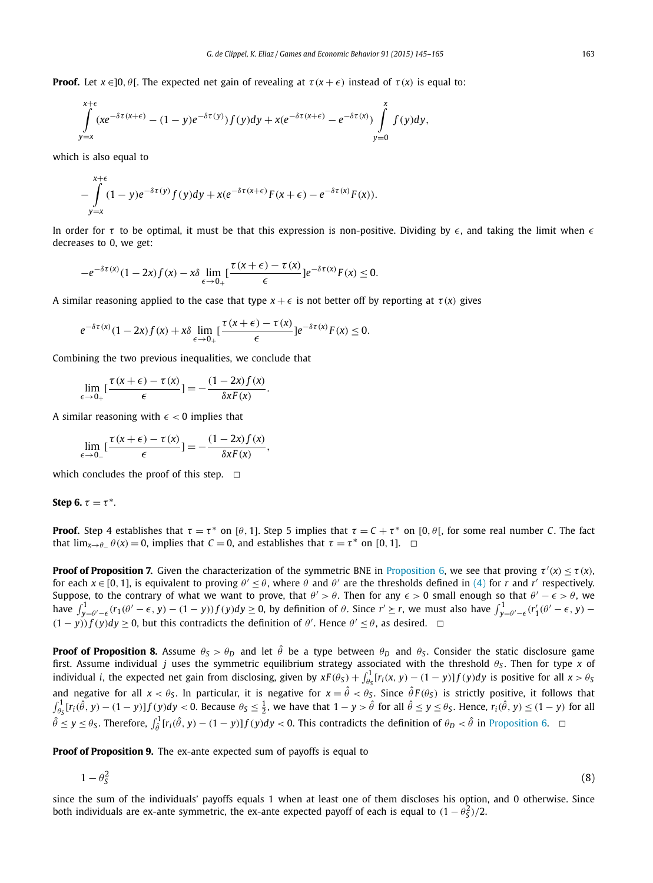**Proof.** Let $x \in ]0, \theta[$. The expected net gain of revealing at $\tau(x+\epsilon)$ instead of $\tau(x)$ is equal to:

$$\int_{y=x}^{x+\epsilon} (xe^{-\delta\tau(x+\epsilon)} - (1-y)e^{-\delta\tau(y)}) f(y)dy + x(e^{-\delta\tau(x+\epsilon)} - e^{-\delta\tau(x)}) \int_{y=0}^{x} f(y)dy,$$

which is also equal to

$$-\int_{y=x}^{x+\epsilon} (1-y)e^{-\delta\tau(y)} f(y)dy + x(e^{-\delta\tau(x+\epsilon)} F(x+\epsilon) - e^{-\delta\tau(x)} F(x)).$$

In order for $\tau$ to be optimal, it must be that this expression is non-positive. Dividing by $\epsilon$, and taking the limit when $\epsilon$ decreases to 0, we get:

$$-e^{-\delta\tau(x)}(1-2x)f(x) - x\delta \lim_{\epsilon \to 0_+} [\frac{\tau(x+\epsilon)-\tau(x)}{\epsilon}] e^{-\delta\tau(x)} F(x) \le 0.$$

A similar reasoning applied to the case that type $x+\epsilon$ is not better off by reporting at $\tau(x)$ gives

$$e^{-\delta\tau(x)}(1-2x)f(x) + x\delta \lim_{\epsilon \to 0_+} [\frac{\tau(x+\epsilon)-\tau(x)}{\epsilon}] e^{-\delta\tau(x)} F(x) \le 0.$$

Combining the two previous inequalities, we conclude that

$$\lim_{\epsilon \to 0_+} [\frac{\tau(x+\epsilon)-\tau(x)}{\epsilon}] = -\frac{(1-2x)f(x)}{\delta x F(x)}.$$

A similar reasoning with $\epsilon < 0$ implies that

$$\lim_{\epsilon \to 0_-} [\frac{\tau(x+\epsilon)-\tau(x)}{\epsilon}] = -\frac{(1-2x)f(x)}{\delta x F(x)},$$

which concludes the proof of this step. □

**Step 6.** $\tau = \tau^*$.

**Proof.** Step 4 establishes that $\tau = \tau^*$ on $[\theta, 1]$. Step 5 implies that $\tau = C + \tau^*$ on $[0, \theta[$, for some real number $C$. The fact that $\lim_{x \to \theta_-} \theta(x) = 0$, implies that $C = 0$, and establishes that $\tau = \tau^*$ on $[0, 1]$. □

**Proof of Proposition 7.** Given the characterization of the symmetric BNE in Proposition 6, we see that proving $\tau'(x) \le \tau(x)$, for each $x \in [0, 1]$, is equivalent to proving $\theta' \le \theta$, where $\theta$ and $\theta'$ are the thresholds defined in (4) for $r$ and $r'$ respectively. Suppose, to the contrary of what we want to prove, that $\theta' > \theta$. Then for any $\epsilon > 0$ small enough so that $\theta' - \epsilon > \theta$, we have $\int_{y=\theta'-\epsilon}^{1} (r_1(\theta'-\epsilon, y) - (1-y)) f(y)dy \ge 0$, by definition of $\theta$. Since $r' \succeq r$, we must also have $\int_{y=\theta'-\epsilon}^{1} (r_1'(\theta'-\epsilon, y) - (1-y)) f(y)dy \ge 0$, but this contradicts the definition of $\theta'$. Hence $\theta' \le \theta$, as desired. □

**Proof of Proposition 8.** Assume $\theta_S > \theta_D$ and let $\hat{\theta}$ be a type between $\theta_D$ and $\theta_S$. Consider the static disclosure game first. Assume individual $j$ uses the symmetric equilibrium strategy associated with the threshold $\theta_S$. Then for type $x$ of individual $i$, the expected net gain from disclosing, given by $xF(\theta_S) + \int_{\theta_S}^{1} [r_i(x, y) - (1-y)] f(y)dy$ is positive for all $x > \theta_S$ and negative for all $x < \theta_S$. In particular, it is negative for $x = \hat{\theta} < \theta_S$. Since $\hat{\theta} F(\theta_S)$ is strictly positive, it follows that $\int_{\theta_S}^{1} [r_i(\hat{\theta}, y) - (1-y)] f(y)dy < 0$. Because $\theta_S \le \frac{1}{2}$, we have that $1 - y > \hat{\theta}$ for all $\hat{\theta} \le y \le \theta_S$. Hence, $r_i(\hat{\theta}, y) \le (1-y)$ for all $\hat{\theta} \le y \le \theta_S$. Therefore, $\int_{\hat{\theta}}^{1} [r_i(\hat{\theta}, y) - (1-y)] f(y)dy < 0$. This contradicts the definition of $\theta_D < \hat{\theta}$ in Proposition 6. □

**Proof of Proposition 9.** The ex-ante expected sum of payoffs is equal to

$$1 - \theta_S^2 \tag{8}$$

since the sum of the individuals' payoffs equals 1 when at least one of them discloses his option, and 0 otherwise. Since both individuals are ex-ante symmetric, the ex-ante expected payoff of each is equal to $(1 - \theta_S^2)/2$.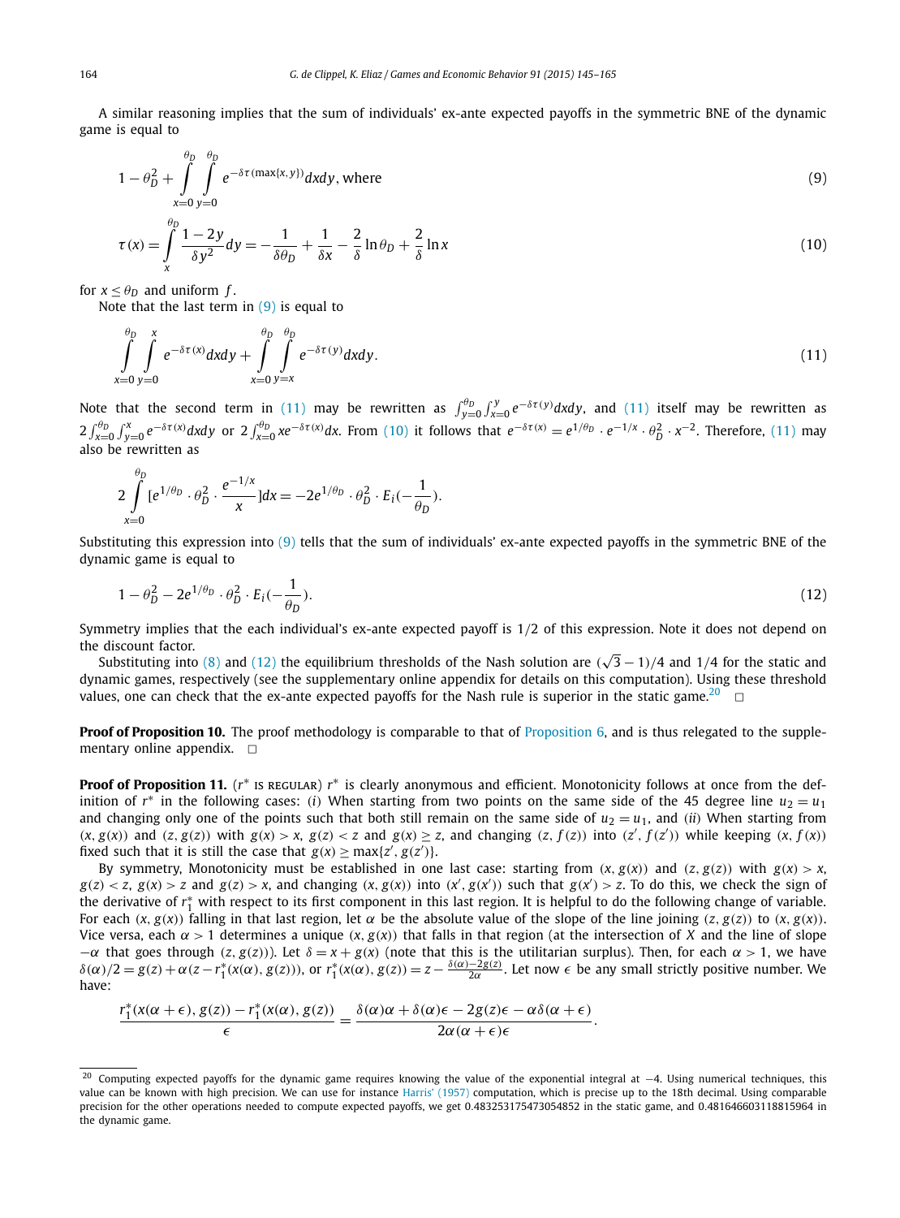A similar reasoning implies that the sum of individuals' ex-ante expected payoffs in the symmetric BNE of the dynamic game is equal to

$$1-\theta_D^2+\int_{x=0}^{\theta_D}\int_{y=0}^{\theta_D} e^{-\delta\tau(\max\{x,y\})}dxdy, \text{ where} \tag{9}$$

$$\tau(x)=\int_{x}^{\theta_D}\frac{1-2y}{\delta y^2}dy=-\frac{1}{\delta\theta_D}+\frac{1}{\delta x}-\frac{2}{\delta}\ln\theta_D+\frac{2}{\delta}\ln x \tag{10}$$

for $x \le \theta_D$ and uniform $f$.

Note that the last term in (9) is equal to

$$\int_{x=0}^{\theta_D}\int_{y=0}^{x} e^{-\delta\tau(x)}dxdy+\int_{x=0}^{\theta_D}\int_{y=x}^{\theta_D} e^{-\delta\tau(y)}dxdy. \tag{11}$$

Note that the second term in (11) may be rewritten as $\int_{y=0}^{\theta_D}\int_{x=0}^{y} e^{-\delta\tau(y)}dxdy$, and (11) itself may be rewritten as $2\int_{x=0}^{\theta_D}\int_{y=0}^{x} e^{-\delta\tau(x)}dxdy$ or $2\int_{x=0}^{\theta_D} xe^{-\delta\tau(x)}dx$. From (10) it follows that $e^{-\delta\tau(x)}=e^{1/\theta_D}\cdot e^{-1/x}\cdot\theta_D^2\cdot x^{-2}$. Therefore, (11) may also be rewritten as

$$2\int_{x=0}^{\theta_D}[e^{1/\theta_D}\cdot\theta_D^2\cdot\frac{e^{-1/x}}{x}]dx=-2e^{1/\theta_D}\cdot\theta_D^2\cdot E_i(-\frac{1}{\theta_D}).$$

Substituting this expression into (9) tells that the sum of individuals' ex-ante expected payoffs in the symmetric BNE of the dynamic game is equal to

$$1-\theta_D^2-2e^{1/\theta_D}\cdot\theta_D^2\cdot E_i(-\frac{1}{\theta_D}). \tag{12}$$

Symmetry implies that the each individual's ex-ante expected payoff is 1/2 of this expression. Note it does not depend on the discount factor.

Substituting into (8) and (12) the equilibrium thresholds of the Nash solution are $(\sqrt{3}-1)/4$ and $1/4$ for the static and dynamic games, respectively (see the supplementary online appendix for details on this computation). Using these threshold values, one can check that the ex-ante expected payoffs for the Nash rule is superior in the static game.[20] □

**Proof of Proposition 10.** The proof methodology is comparable to that of Proposition 6, and is thus relegated to the supplementary online appendix. □

**Proof of Proposition 11.** ($r^*$ IS REGULAR) $r^*$ is clearly anonymous and efficient. Monotonicity follows at once from the definition of $r^*$ in the following cases: ($i$) When starting from two points on the same side of the 45 degree line $u_2 = u_1$ and changing only one of the points such that both still remain on the same side of $u_2 = u_1$, and ($ii$) When starting from $(x, g(x))$ and $(z, g(z))$ with $g(x) > x$, $g(z) < z$ and $g(x) \ge z$, and changing $(z, f(z))$ into $(z', f(z'))$ while keeping $(x, f(x))$ fixed such that it is still the case that $g(x) \ge \max\{z', g(z')\}$.

By symmetry, Monotonicity must be established in one last case: starting from $(x, g(x))$ and $(z, g(z))$ with $g(x) > x$, $g(z) < z$, $g(x) > z$ and $g(z) > x$, and changing $(x, g(x))$ into $(x', g(x'))$ such that $g(x') > z$. To do this, we check the sign of the derivative of $r_1^*$ with respect to its first component in this last region. It is helpful to do the following change of variable. For each $(x, g(x))$ falling in that last region, let $\alpha$ be the absolute value of the slope of the line joining $(z, g(z))$ to $(x, g(x))$. Vice versa, each $\alpha > 1$ determines a unique $(x, g(x))$ that falls in that region (at the intersection of $X$ and the line of slope $-\alpha$ that goes through $(z, g(z))$). Let $\delta = x + g(x)$ (note that this is the utilitarian surplus). Then, for each $\alpha > 1$, we have $\delta(\alpha)/2 = g(z) + \alpha(z - r_1^*(x(\alpha), g(z)))$, or $r_1^*(x(\alpha), g(z)) = z - \frac{\delta(\alpha)-2g(z)}{2\alpha}$. Let now $\epsilon$ be any small strictly positive number. We have:

$$\frac{r_1^*(x(\alpha+\epsilon), g(z)) - r_1^*(x(\alpha), g(z))}{\epsilon} = \frac{\delta(\alpha)\alpha + \delta(\alpha)\epsilon - 2g(z)\epsilon - \alpha\delta(\alpha+\epsilon)}{2\alpha(\alpha+\epsilon)\epsilon}.$$

---

[20] Computing expected payoffs for the dynamic game requires knowing the value of the exponential integral at −4. Using numerical techniques, this value can be known with high precision. We can use for instance Harris' (1957) computation, which is precise up to the 18th decimal. Using comparable precision for the other operations needed to compute expected payoffs, we get 0.483253175473054852 in the static game, and 0.481646603118815964 in the dynamic game.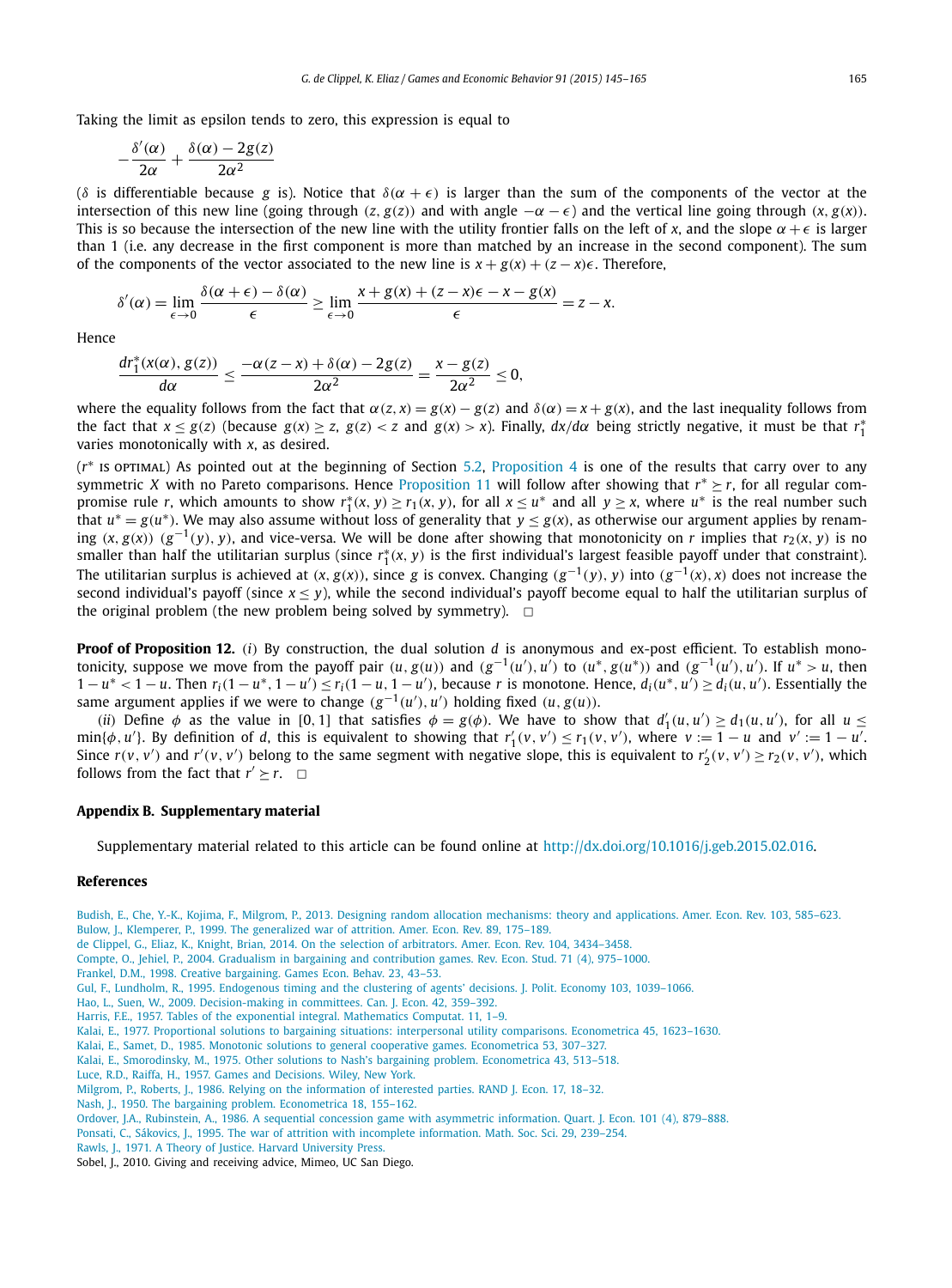Taking the limit as epsilon tends to zero, this expression is equal to

$$-\frac{\delta'(\alpha)}{2\alpha} + \frac{\delta(\alpha) - 2g(z)}{2\alpha^2}$$

($\delta$ is differentiable because $g$ is). Notice that $\delta(\alpha + \epsilon)$ is larger than the sum of the components of the vector at the intersection of this new line (going through $(z, g(z))$ and with angle $-\alpha - \epsilon$) and the vertical line going through $(x, g(x))$. This is so because the intersection of the new line with the utility frontier falls on the left of $x$, and the slope $\alpha + \epsilon$ is larger than 1 (i.e. any decrease in the first component is more than matched by an increase in the second component). The sum of the components of the vector associated to the new line is $x + g(x) + (z - x)\epsilon$. Therefore,

$$\delta'(\alpha) = \lim_{\epsilon \to 0} \frac{\delta(\alpha + \epsilon) - \delta(\alpha)}{\epsilon} \geq \lim_{\epsilon \to 0} \frac{x + g(x) + (z - x)\epsilon - x - g(x)}{\epsilon} = z - x.$$

Hence

$$\frac{dr_1^*(x(\alpha), g(z))}{d\alpha} \leq \frac{-\alpha(z - x) + \delta(\alpha) - 2g(z)}{2\alpha^2} = \frac{x - g(z)}{2\alpha^2} \leq 0,$$

where the equality follows from the fact that $\alpha(z, x) = g(x) - g(z)$ and $\delta(\alpha) = x + g(x)$, and the last inequality follows from the fact that $x \leq g(z)$ (because $g(x) \geq z$, $g(z) < z$ and $g(x) > x$). Finally, $dx/d\alpha$ being strictly negative, it must be that $r_1^*$ varies monotonically with $x$, as desired.

($r^*$ IS OPTIMAL) As pointed out at the beginning of Section 5.2, Proposition 4 is one of the results that carry over to any symmetric $X$ with no Pareto comparisons. Hence Proposition 11 will follow after showing that $r^* \succeq r$, for all regular compromise rule $r$, which amounts to show $r_1^*(x, y) \geq r_1(x, y)$, for all $x \leq u^*$ and all $y \geq x$, where $u^*$ is the real number such that $u^* = g(u^*)$. We may also assume without loss of generality that $y \leq g(x)$, as otherwise our argument applies by renaming $(x, g(x))$ $(g^{-1}(y), y)$, and vice-versa. We will be done after showing that monotonicity on $r$ implies that $r_2(x, y)$ is no smaller than half the utilitarian surplus (since $r_1^*(x, y)$ is the first individual's largest feasible payoff under that constraint). The utilitarian surplus is achieved at $(x, g(x))$, since $g$ is convex. Changing $(g^{-1}(y), y)$ into $(g^{-1}(x), x)$ does not increase the second individual's payoff (since $x \leq y$), while the second individual's payoff become equal to half the utilitarian surplus of the original problem (the new problem being solved by symmetry). $\square$

**Proof of Proposition 12.** (*i*) By construction, the dual solution $d$ is anonymous and ex-post efficient. To establish monotonicity, suppose we move from the payoff pair $(u, g(u))$ and $(g^{-1}(u'), u')$ to $(u^*, g(u^*))$ and $(g^{-1}(u'), u')$. If $u^* > u$, then $1 - u^* < 1 - u$. Then $r_i(1 - u^*, 1 - u') \leq r_i(1 - u, 1 - u')$, because $r$ is monotone. Hence, $d_i(u^*, u') \geq d_i(u, u')$. Essentially the same argument applies if we were to change $(g^{-1}(u'), u')$ holding fixed $(u, g(u))$.

(*ii*) Define $\phi$ as the value in $[0, 1]$ that satisfies $\phi = g(\phi)$. We have to show that $d_1'(u, u') \geq d_1(u, u')$, for all $u \leq \min\{\phi, u'\}$. By definition of $d$, this is equivalent to showing that $r_1'(v, v') \leq r_1(v, v')$, where $v := 1 - u$ and $v' := 1 - u'$. Since $r(v, v')$ and $r'(v, v')$ belong to the same segment with negative slope, this is equivalent to $r_2'(v, v') \geq r_2(v, v')$, which follows from the fact that $r' \succeq r$. $\square$

## Appendix B. Supplementary material

Supplementary material related to this article can be found online at http://dx.doi.org/10.1016/j.geb.2015.02.016.

## References

Budish, E., Che, Y.-K., Kojima, F., Milgrom, P., 2013. Designing random allocation mechanisms: theory and applications. Amer. Econ. Rev. 103, 585–623.
Bulow, J., Klemperer, P., 1999. The generalized war of attrition. Amer. Econ. Rev. 89, 175–189.
de Clippel, G., Eliaz, K., Knight, Brian, 2014. On the selection of arbitrators. Amer. Econ. Rev. 104, 3434–3458.
Compte, O., Jehiel, P., 2004. Gradualism in bargaining and contribution games. Rev. Econ. Stud. 71 (4), 975–1000.
Frankel, D.M., 1998. Creative bargaining. Games Econ. Behav. 23, 43–53.
Gul, F., Lundholm, R., 1995. Endogenous timing and the clustering of agents' decisions. J. Polit. Economy 103, 1039–1066.
Hao, L., Suen, W., 2009. Decision-making in committees. Can. J. Econ. 42, 359–392.
Harris, F.E., 1957. Tables of the exponential integral. Mathematics Computat. 11, 1–9.
Kalai, E., 1977. Proportional solutions to bargaining situations: interpersonal utility comparisons. Econometrica 45, 1623–1630.
Kalai, E., Samet, D., 1985. Monotonic solutions to general cooperative games. Econometrica 53, 307–327.
Kalai, E., Smorodinsky, M., 1975. Other solutions to Nash's bargaining problem. Econometrica 43, 513–518.
Luce, R.D., Raiffa, H., 1957. Games and Decisions. Wiley, New York.
Milgrom, P., Roberts, J., 1986. Relying on the information of interested parties. RAND J. Econ. 17, 18–32.
Nash, J., 1950. The bargaining problem. Econometrica 18, 155–162.
Ordover, J.A., Rubinstein, A., 1986. A sequential concession game with asymmetric information. Quart. J. Econ. 101 (4), 879–888.
Ponsati, C., Sákovics, J., 1995. The war of attrition with incomplete information. Math. Soc. Sci. 29, 239–254.
Rawls, J., 1971. A Theory of Justice. Harvard University Press.
Sobel, J., 2010. Giving and receiving advice, Mimeo, UC San Diego.